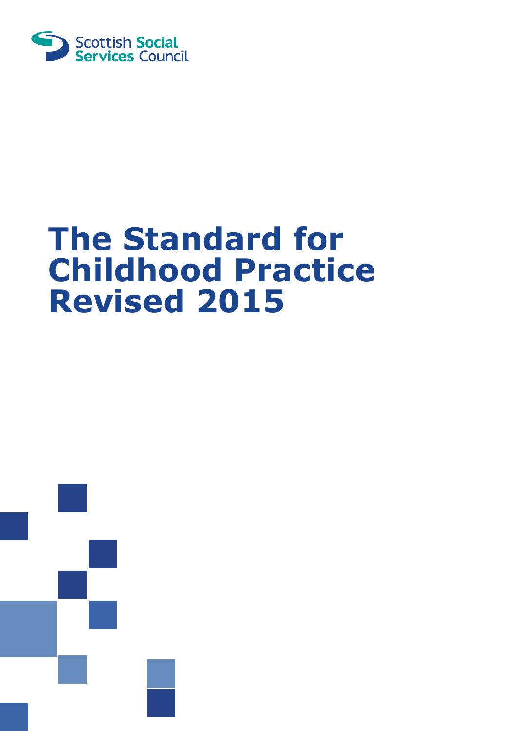Scottish Social Services Council

# The Standard for Childhood Practice Revised 2015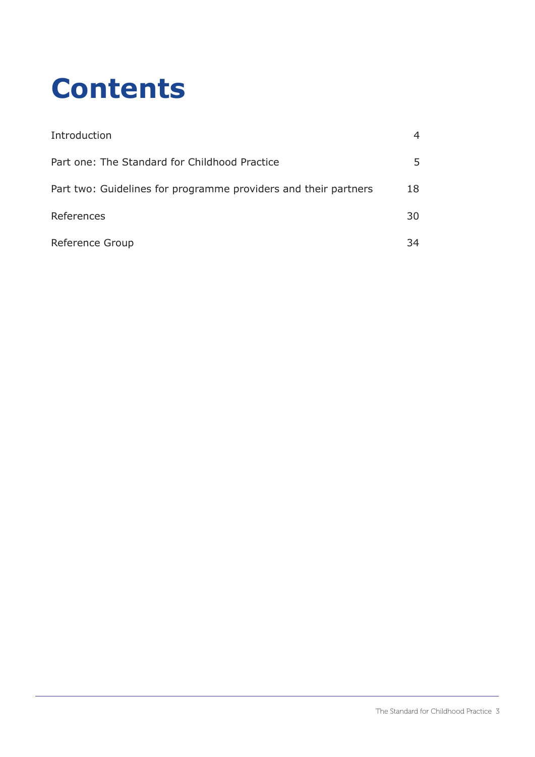# Contents

| | |
|---|---|
| Introduction | 4 |
| Part one: The Standard for Childhood Practice | 5 |
| Part two: Guidelines for programme providers and their partners | 18 |
| References | 30 |
| Reference Group | 34 |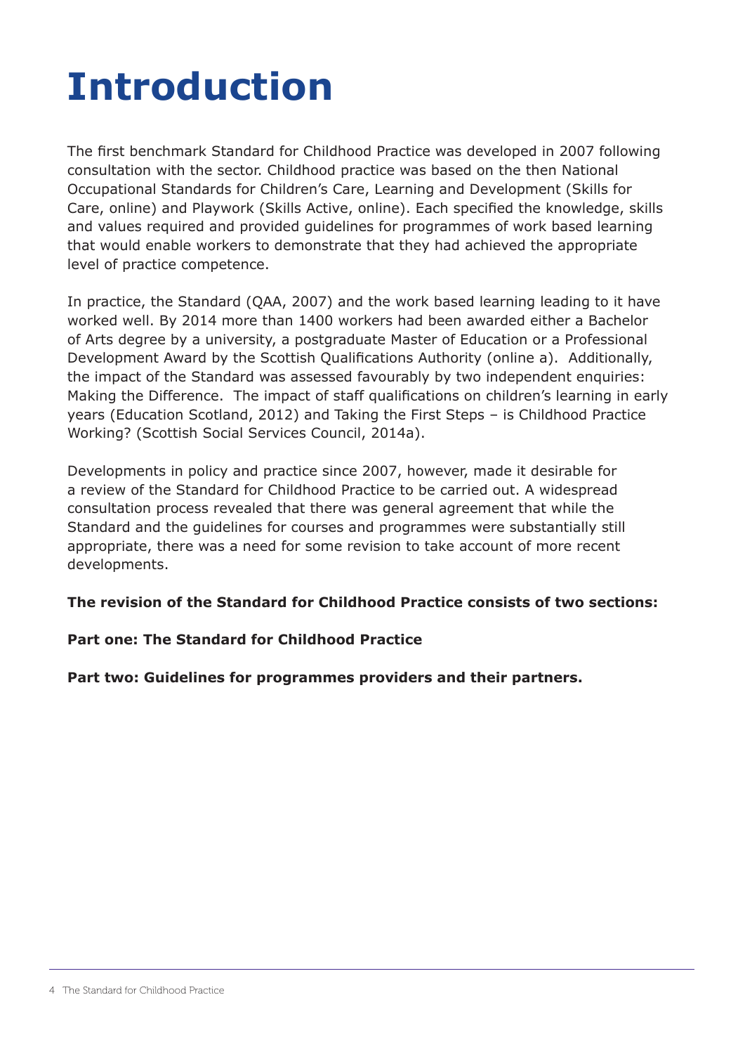# Introduction

The first benchmark Standard for Childhood Practice was developed in 2007 following consultation with the sector. Childhood practice was based on the then National Occupational Standards for Children's Care, Learning and Development (Skills for Care, online) and Playwork (Skills Active, online). Each specified the knowledge, skills and values required and provided guidelines for programmes of work based learning that would enable workers to demonstrate that they had achieved the appropriate level of practice competence.

In practice, the Standard (QAA, 2007) and the work based learning leading to it have worked well. By 2014 more than 1400 workers had been awarded either a Bachelor of Arts degree by a university, a postgraduate Master of Education or a Professional Development Award by the Scottish Qualifications Authority (online a). Additionally, the impact of the Standard was assessed favourably by two independent enquiries: Making the Difference. The impact of staff qualifications on children's learning in early years (Education Scotland, 2012) and Taking the First Steps – is Childhood Practice Working? (Scottish Social Services Council, 2014a).

Developments in policy and practice since 2007, however, made it desirable for a review of the Standard for Childhood Practice to be carried out. A widespread consultation process revealed that there was general agreement that while the Standard and the guidelines for courses and programmes were substantially still appropriate, there was a need for some revision to take account of more recent developments.

**The revision of the Standard for Childhood Practice consists of two sections:**

**Part one: The Standard for Childhood Practice**

**Part two: Guidelines for programmes providers and their partners.**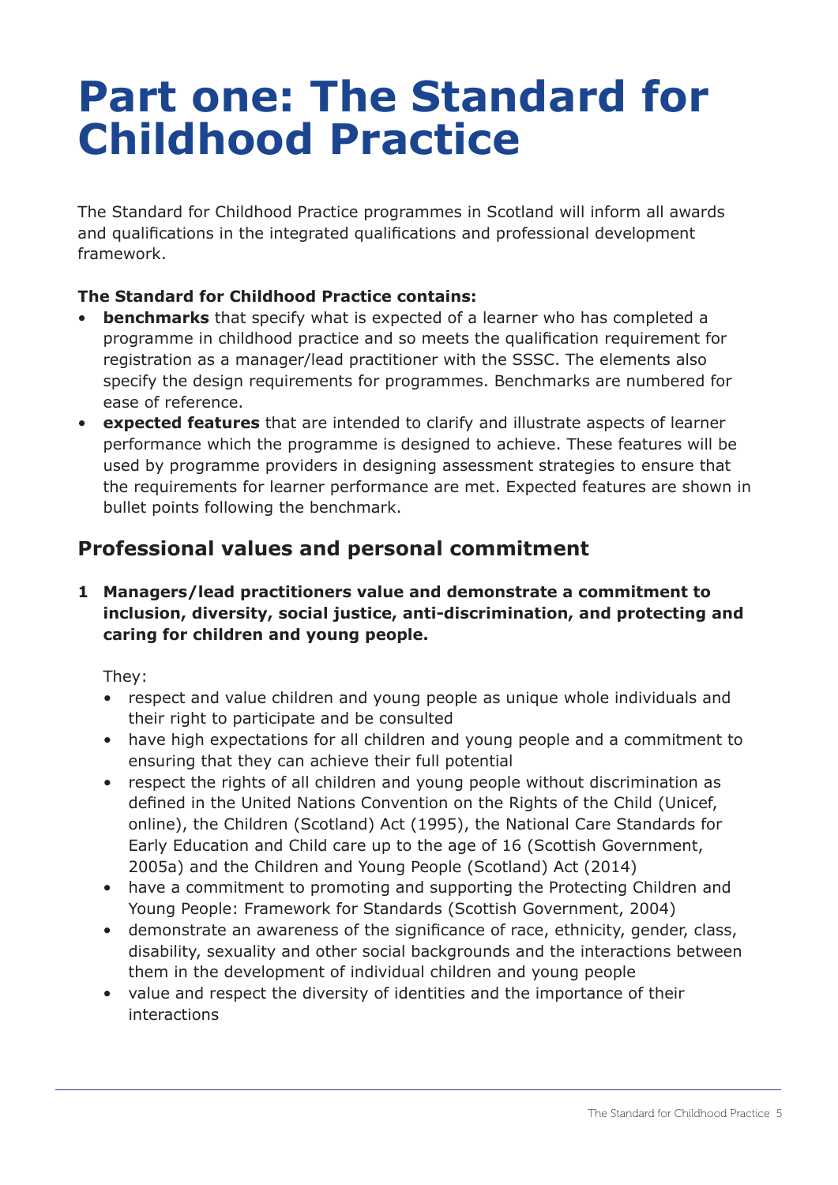# Part one: The Standard for Childhood Practice

The Standard for Childhood Practice programmes in Scotland will inform all awards and qualifications in the integrated qualifications and professional development framework.

**The Standard for Childhood Practice contains:**

- **benchmarks** that specify what is expected of a learner who has completed a programme in childhood practice and so meets the qualification requirement for registration as a manager/lead practitioner with the SSSC. The elements also specify the design requirements for programmes. Benchmarks are numbered for ease of reference.
- **expected features** that are intended to clarify and illustrate aspects of learner performance which the programme is designed to achieve. These features will be used by programme providers in designing assessment strategies to ensure that the requirements for learner performance are met. Expected features are shown in bullet points following the benchmark.

## Professional values and personal commitment

**1 Managers/lead practitioners value and demonstrate a commitment to inclusion, diversity, social justice, anti-discrimination, and protecting and caring for children and young people.**

They:

- respect and value children and young people as unique whole individuals and their right to participate and be consulted
- have high expectations for all children and young people and a commitment to ensuring that they can achieve their full potential
- respect the rights of all children and young people without discrimination as defined in the United Nations Convention on the Rights of the Child (Unicef, online), the Children (Scotland) Act (1995), the National Care Standards for Early Education and Child care up to the age of 16 (Scottish Government, 2005a) and the Children and Young People (Scotland) Act (2014)
- have a commitment to promoting and supporting the Protecting Children and Young People: Framework for Standards (Scottish Government, 2004)
- demonstrate an awareness of the significance of race, ethnicity, gender, class, disability, sexuality and other social backgrounds and the interactions between them in the development of individual children and young people
- value and respect the diversity of identities and the importance of their interactions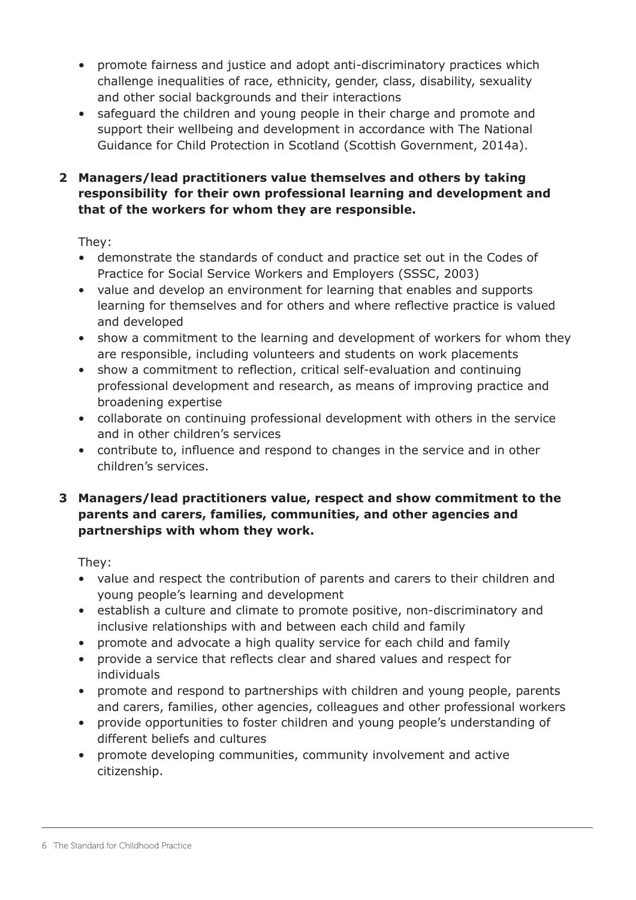- promote fairness and justice and adopt anti-discriminatory practices which challenge inequalities of race, ethnicity, gender, class, disability, sexuality and other social backgrounds and their interactions
- safeguard the children and young people in their charge and promote and support their wellbeing and development in accordance with The National Guidance for Child Protection in Scotland (Scottish Government, 2014a).

**2 Managers/lead practitioners value themselves and others by taking responsibility for their own professional learning and development and that of the workers for whom they are responsible.**

They:

- demonstrate the standards of conduct and practice set out in the Codes of Practice for Social Service Workers and Employers (SSSC, 2003)
- value and develop an environment for learning that enables and supports learning for themselves and for others and where reflective practice is valued and developed
- show a commitment to the learning and development of workers for whom they are responsible, including volunteers and students on work placements
- show a commitment to reflection, critical self-evaluation and continuing professional development and research, as means of improving practice and broadening expertise
- collaborate on continuing professional development with others in the service and in other children's services
- contribute to, influence and respond to changes in the service and in other children's services.

**3 Managers/lead practitioners value, respect and show commitment to the parents and carers, families, communities, and other agencies and partnerships with whom they work.**

They:

- value and respect the contribution of parents and carers to their children and young people's learning and development
- establish a culture and climate to promote positive, non-discriminatory and inclusive relationships with and between each child and family
- promote and advocate a high quality service for each child and family
- provide a service that reflects clear and shared values and respect for individuals
- promote and respond to partnerships with children and young people, parents and carers, families, other agencies, colleagues and other professional workers
- provide opportunities to foster children and young people's understanding of different beliefs and cultures
- promote developing communities, community involvement and active citizenship.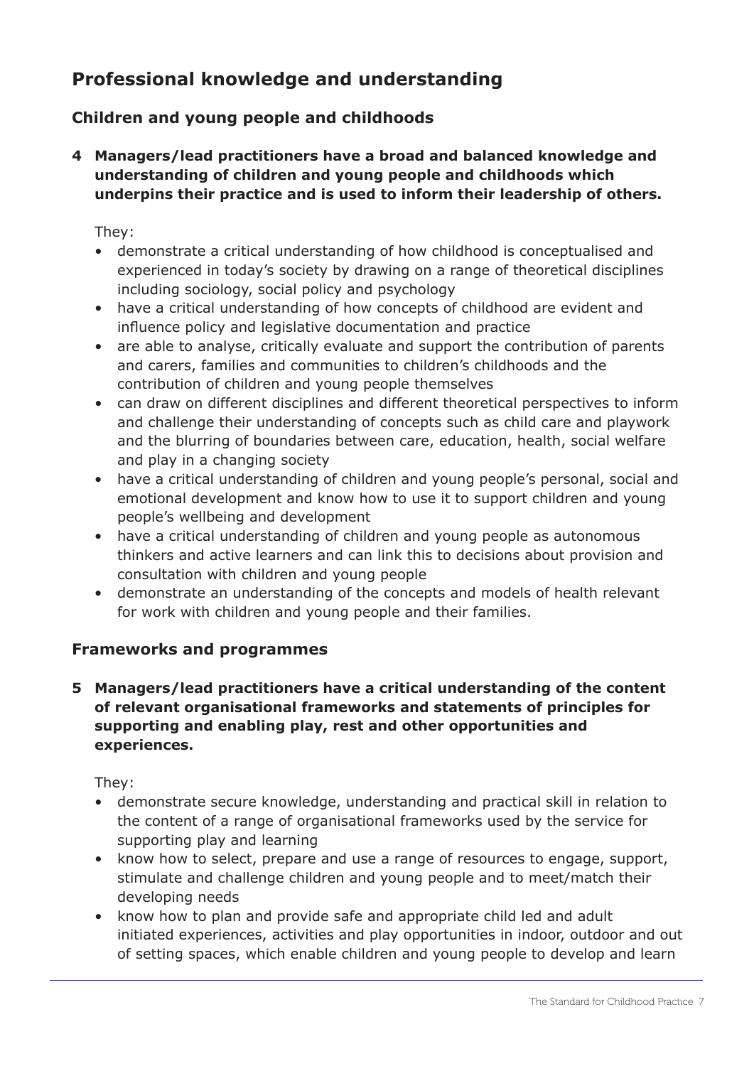## Professional knowledge and understanding

### Children and young people and childhoods

**4 Managers/lead practitioners have a broad and balanced knowledge and understanding of children and young people and childhoods which underpins their practice and is used to inform their leadership of others.**

They:

- demonstrate a critical understanding of how childhood is conceptualised and experienced in today's society by drawing on a range of theoretical disciplines including sociology, social policy and psychology
- have a critical understanding of how concepts of childhood are evident and influence policy and legislative documentation and practice
- are able to analyse, critically evaluate and support the contribution of parents and carers, families and communities to children's childhoods and the contribution of children and young people themselves
- can draw on different disciplines and different theoretical perspectives to inform and challenge their understanding of concepts such as child care and playwork and the blurring of boundaries between care, education, health, social welfare and play in a changing society
- have a critical understanding of children and young people's personal, social and emotional development and know how to use it to support children and young people's wellbeing and development
- have a critical understanding of children and young people as autonomous thinkers and active learners and can link this to decisions about provision and consultation with children and young people
- demonstrate an understanding of the concepts and models of health relevant for work with children and young people and their families.

### Frameworks and programmes

**5 Managers/lead practitioners have a critical understanding of the content of relevant organisational frameworks and statements of principles for supporting and enabling play, rest and other opportunities and experiences.**

They:

- demonstrate secure knowledge, understanding and practical skill in relation to the content of a range of organisational frameworks used by the service for supporting play and learning
- know how to select, prepare and use a range of resources to engage, support, stimulate and challenge children and young people and to meet/match their developing needs
- know how to plan and provide safe and appropriate child led and adult initiated experiences, activities and play opportunities in indoor, outdoor and out of setting spaces, which enable children and young people to develop and learn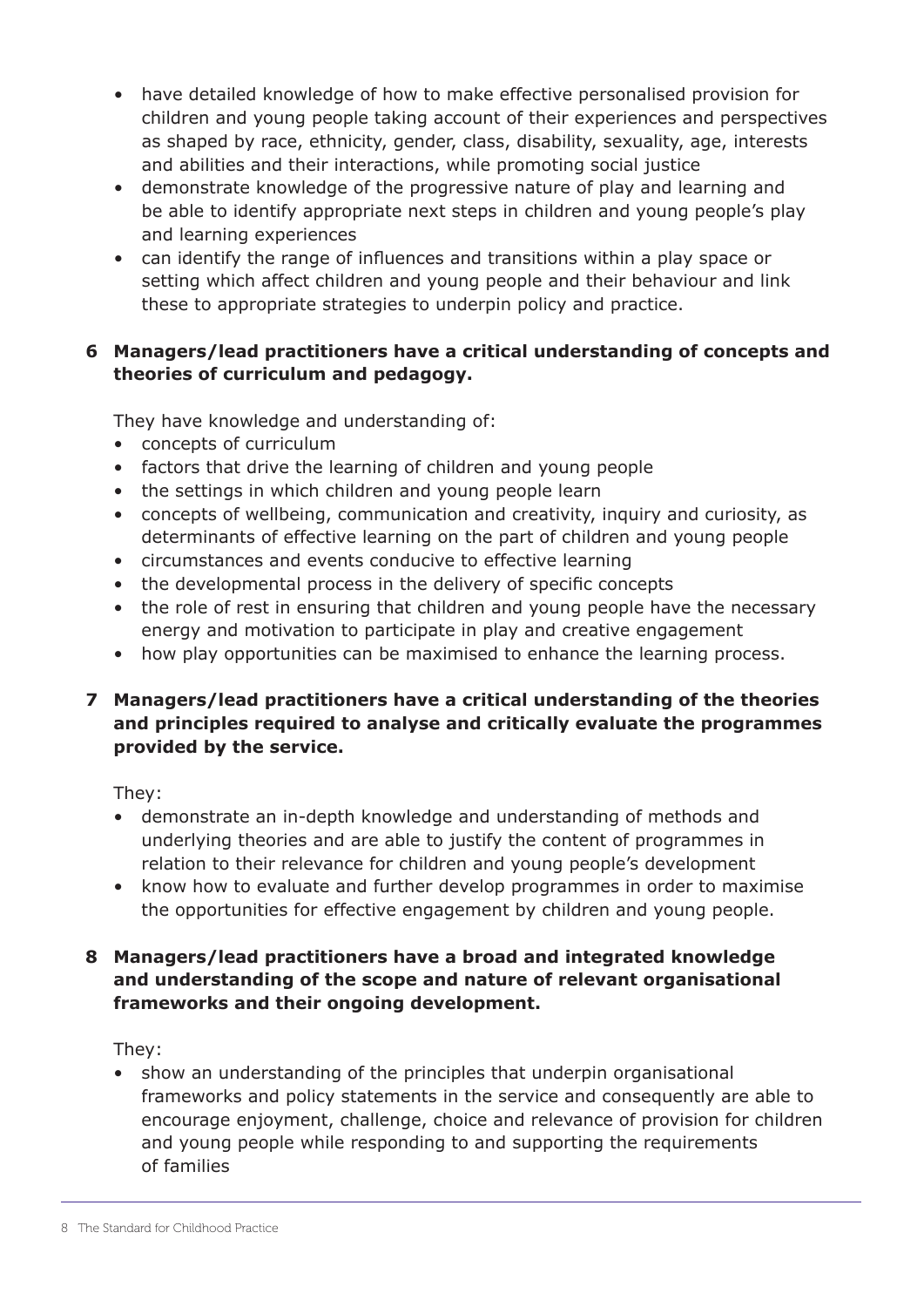- have detailed knowledge of how to make effective personalised provision for children and young people taking account of their experiences and perspectives as shaped by race, ethnicity, gender, class, disability, sexuality, age, interests and abilities and their interactions, while promoting social justice
- demonstrate knowledge of the progressive nature of play and learning and be able to identify appropriate next steps in children and young people's play and learning experiences
- can identify the range of influences and transitions within a play space or setting which affect children and young people and their behaviour and link these to appropriate strategies to underpin policy and practice.

**6 Managers/lead practitioners have a critical understanding of concepts and theories of curriculum and pedagogy.**

They have knowledge and understanding of:

- concepts of curriculum
- factors that drive the learning of children and young people
- the settings in which children and young people learn
- concepts of wellbeing, communication and creativity, inquiry and curiosity, as determinants of effective learning on the part of children and young people
- circumstances and events conducive to effective learning
- the developmental process in the delivery of specific concepts
- the role of rest in ensuring that children and young people have the necessary energy and motivation to participate in play and creative engagement
- how play opportunities can be maximised to enhance the learning process.

**7 Managers/lead practitioners have a critical understanding of the theories and principles required to analyse and critically evaluate the programmes provided by the service.**

They:

- demonstrate an in-depth knowledge and understanding of methods and underlying theories and are able to justify the content of programmes in relation to their relevance for children and young people's development
- know how to evaluate and further develop programmes in order to maximise the opportunities for effective engagement by children and young people.

**8 Managers/lead practitioners have a broad and integrated knowledge and understanding of the scope and nature of relevant organisational frameworks and their ongoing development.**

They:

- show an understanding of the principles that underpin organisational frameworks and policy statements in the service and consequently are able to encourage enjoyment, challenge, choice and relevance of provision for children and young people while responding to and supporting the requirements of families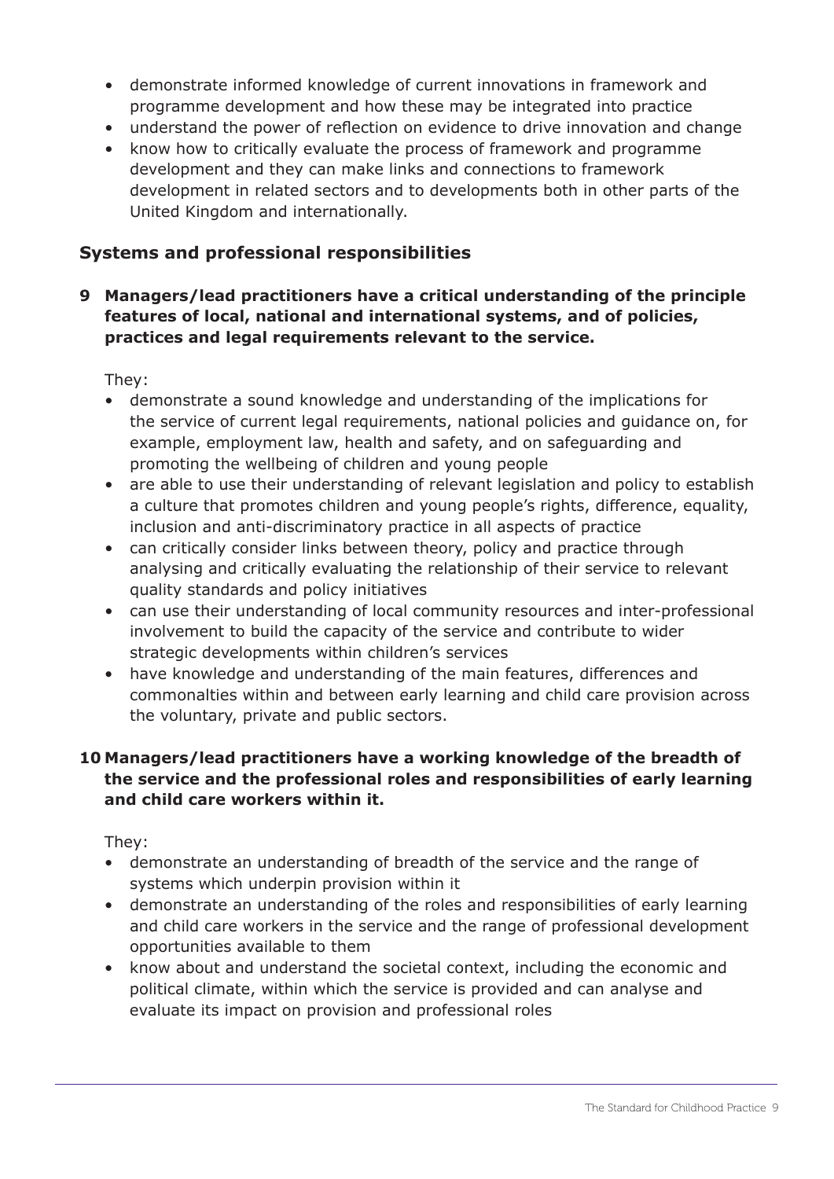- demonstrate informed knowledge of current innovations in framework and programme development and how these may be integrated into practice
- understand the power of reflection on evidence to drive innovation and change
- know how to critically evaluate the process of framework and programme development and they can make links and connections to framework development in related sectors and to developments both in other parts of the United Kingdom and internationally.

## Systems and professional responsibilities

**9 Managers/lead practitioners have a critical understanding of the principle features of local, national and international systems, and of policies, practices and legal requirements relevant to the service.**

They:

- demonstrate a sound knowledge and understanding of the implications for the service of current legal requirements, national policies and guidance on, for example, employment law, health and safety, and on safeguarding and promoting the wellbeing of children and young people
- are able to use their understanding of relevant legislation and policy to establish a culture that promotes children and young people's rights, difference, equality, inclusion and anti-discriminatory practice in all aspects of practice
- can critically consider links between theory, policy and practice through analysing and critically evaluating the relationship of their service to relevant quality standards and policy initiatives
- can use their understanding of local community resources and inter-professional involvement to build the capacity of the service and contribute to wider strategic developments within children's services
- have knowledge and understanding of the main features, differences and commonalties within and between early learning and child care provision across the voluntary, private and public sectors.

**10 Managers/lead practitioners have a working knowledge of the breadth of the service and the professional roles and responsibilities of early learning and child care workers within it.**

They:

- demonstrate an understanding of breadth of the service and the range of systems which underpin provision within it
- demonstrate an understanding of the roles and responsibilities of early learning and child care workers in the service and the range of professional development opportunities available to them
- know about and understand the societal context, including the economic and political climate, within which the service is provided and can analyse and evaluate its impact on provision and professional roles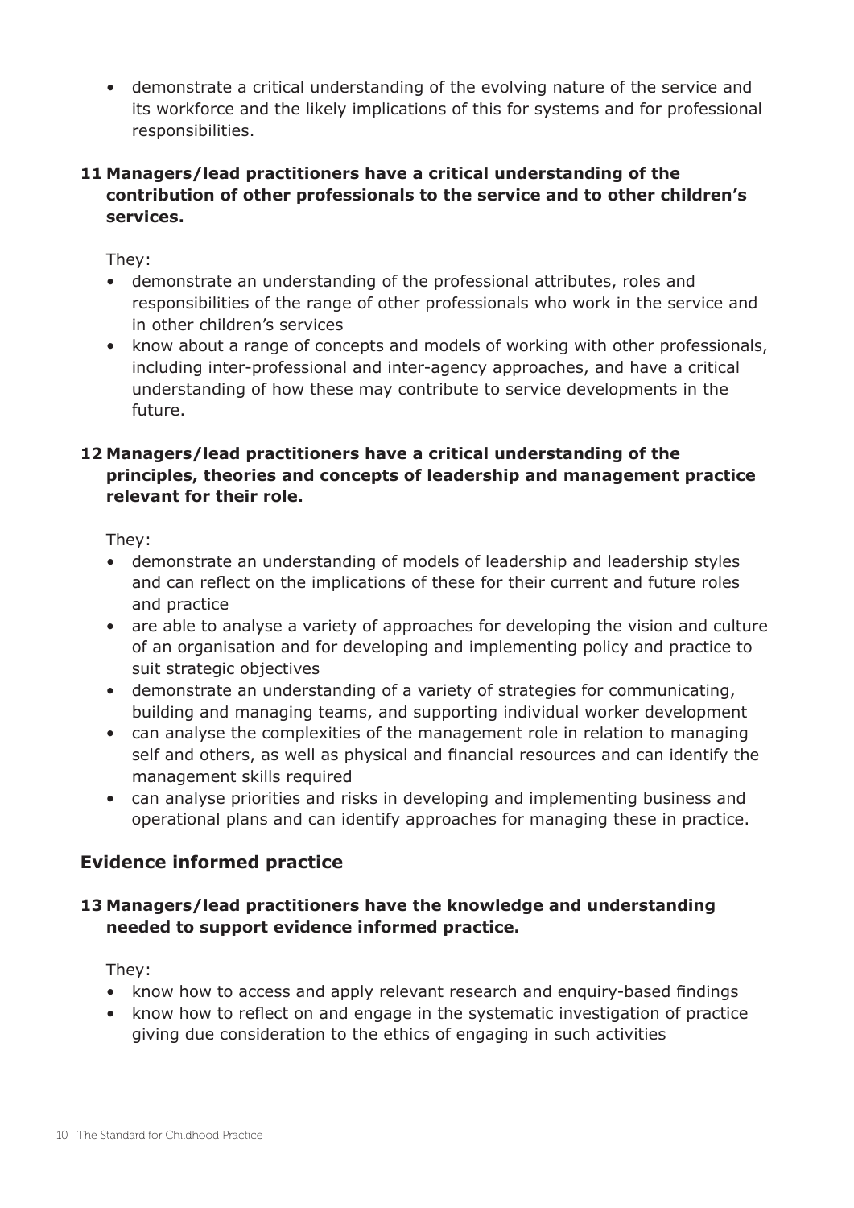- demonstrate a critical understanding of the evolving nature of the service and its workforce and the likely implications of this for systems and for professional responsibilities.

**11 Managers/lead practitioners have a critical understanding of the contribution of other professionals to the service and to other children's services.**

They:

- demonstrate an understanding of the professional attributes, roles and responsibilities of the range of other professionals who work in the service and in other children's services
- know about a range of concepts and models of working with other professionals, including inter-professional and inter-agency approaches, and have a critical understanding of how these may contribute to service developments in the future.

**12 Managers/lead practitioners have a critical understanding of the principles, theories and concepts of leadership and management practice relevant for their role.**

They:

- demonstrate an understanding of models of leadership and leadership styles and can reflect on the implications of these for their current and future roles and practice
- are able to analyse a variety of approaches for developing the vision and culture of an organisation and for developing and implementing policy and practice to suit strategic objectives
- demonstrate an understanding of a variety of strategies for communicating, building and managing teams, and supporting individual worker development
- can analyse the complexities of the management role in relation to managing self and others, as well as physical and financial resources and can identify the management skills required
- can analyse priorities and risks in developing and implementing business and operational plans and can identify approaches for managing these in practice.

## Evidence informed practice

**13 Managers/lead practitioners have the knowledge and understanding needed to support evidence informed practice.**

They:

- know how to access and apply relevant research and enquiry-based findings
- know how to reflect on and engage in the systematic investigation of practice giving due consideration to the ethics of engaging in such activities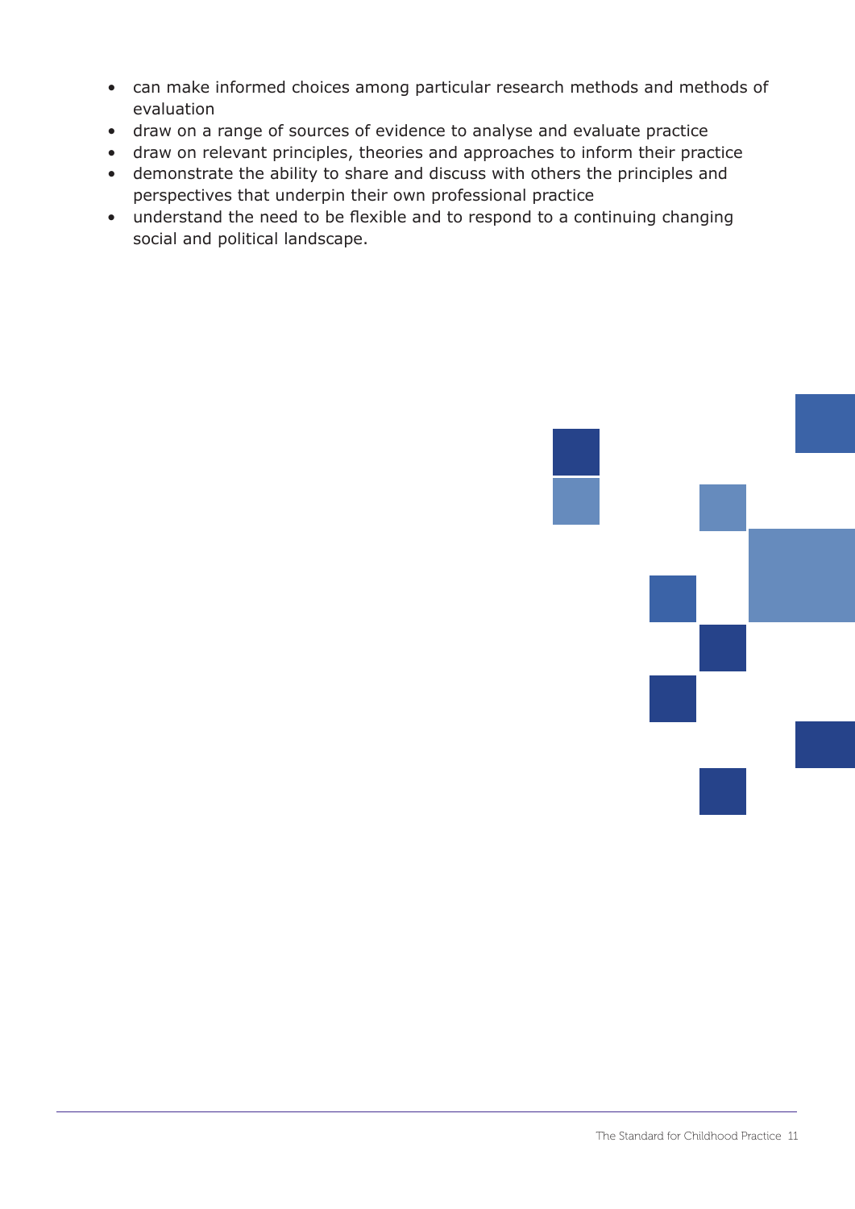- can make informed choices among particular research methods and methods of evaluation
- draw on a range of sources of evidence to analyse and evaluate practice
- draw on relevant principles, theories and approaches to inform their practice
- demonstrate the ability to share and discuss with others the principles and perspectives that underpin their own professional practice
- understand the need to be flexible and to respond to a continuing changing social and political landscape.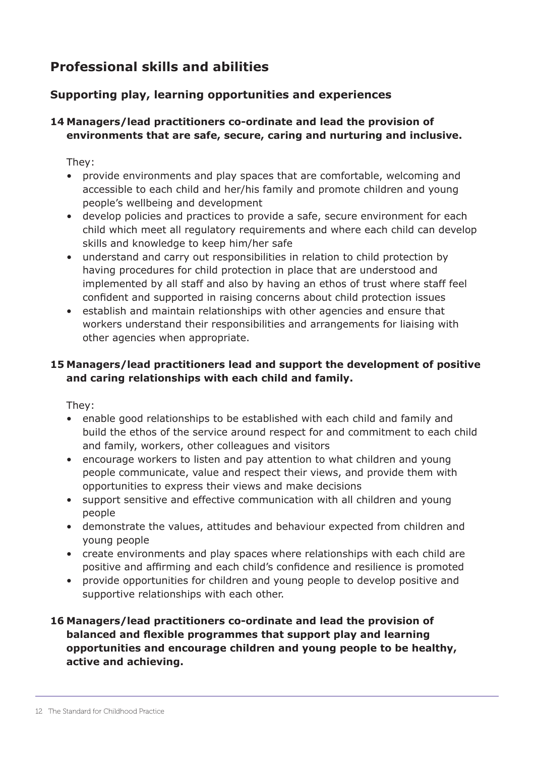## Professional skills and abilities

### Supporting play, learning opportunities and experiences

**14 Managers/lead practitioners co-ordinate and lead the provision of environments that are safe, secure, caring and nurturing and inclusive.**

They:

- provide environments and play spaces that are comfortable, welcoming and accessible to each child and her/his family and promote children and young people's wellbeing and development
- develop policies and practices to provide a safe, secure environment for each child which meet all regulatory requirements and where each child can develop skills and knowledge to keep him/her safe
- understand and carry out responsibilities in relation to child protection by having procedures for child protection in place that are understood and implemented by all staff and also by having an ethos of trust where staff feel confident and supported in raising concerns about child protection issues
- establish and maintain relationships with other agencies and ensure that workers understand their responsibilities and arrangements for liaising with other agencies when appropriate.

**15 Managers/lead practitioners lead and support the development of positive and caring relationships with each child and family.**

They:

- enable good relationships to be established with each child and family and build the ethos of the service around respect for and commitment to each child and family, workers, other colleagues and visitors
- encourage workers to listen and pay attention to what children and young people communicate, value and respect their views, and provide them with opportunities to express their views and make decisions
- support sensitive and effective communication with all children and young people
- demonstrate the values, attitudes and behaviour expected from children and young people
- create environments and play spaces where relationships with each child are positive and affirming and each child's confidence and resilience is promoted
- provide opportunities for children and young people to develop positive and supportive relationships with each other.

**16 Managers/lead practitioners co-ordinate and lead the provision of balanced and flexible programmes that support play and learning opportunities and encourage children and young people to be healthy, active and achieving.**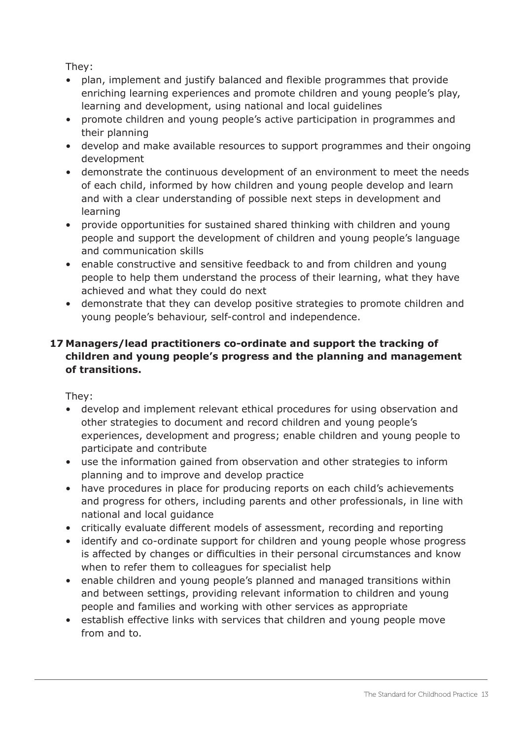They:

- plan, implement and justify balanced and flexible programmes that provide enriching learning experiences and promote children and young people's play, learning and development, using national and local guidelines
- promote children and young people's active participation in programmes and their planning
- develop and make available resources to support programmes and their ongoing development
- demonstrate the continuous development of an environment to meet the needs of each child, informed by how children and young people develop and learn and with a clear understanding of possible next steps in development and learning
- provide opportunities for sustained shared thinking with children and young people and support the development of children and young people's language and communication skills
- enable constructive and sensitive feedback to and from children and young people to help them understand the process of their learning, what they have achieved and what they could do next
- demonstrate that they can develop positive strategies to promote children and young people's behaviour, self-control and independence.

**17 Managers/lead practitioners co-ordinate and support the tracking of children and young people's progress and the planning and management of transitions.**

They:

- develop and implement relevant ethical procedures for using observation and other strategies to document and record children and young people's experiences, development and progress; enable children and young people to participate and contribute
- use the information gained from observation and other strategies to inform planning and to improve and develop practice
- have procedures in place for producing reports on each child's achievements and progress for others, including parents and other professionals, in line with national and local guidance
- critically evaluate different models of assessment, recording and reporting
- identify and co-ordinate support for children and young people whose progress is affected by changes or difficulties in their personal circumstances and know when to refer them to colleagues for specialist help
- enable children and young people's planned and managed transitions within and between settings, providing relevant information to children and young people and families and working with other services as appropriate
- establish effective links with services that children and young people move from and to.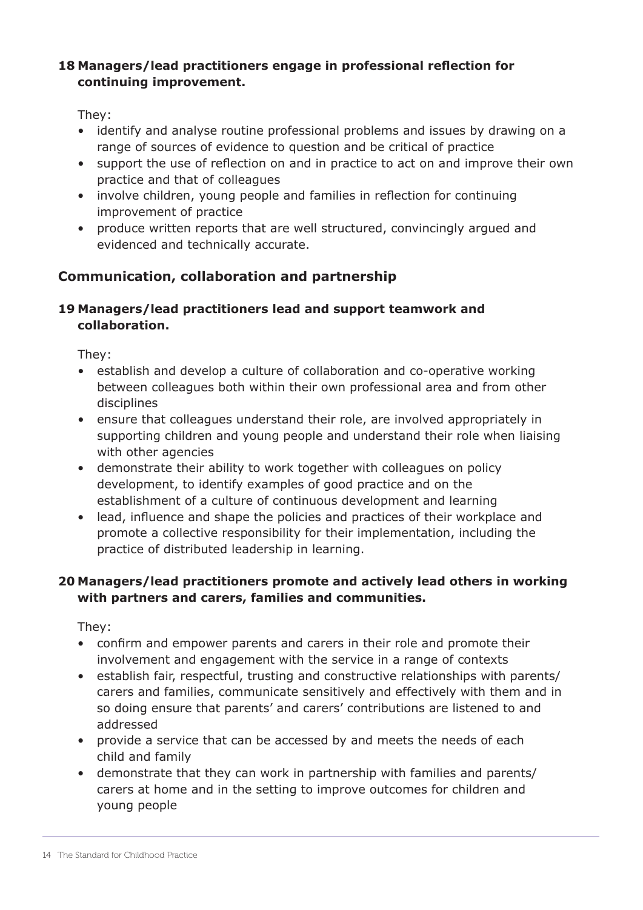**18 Managers/lead practitioners engage in professional reflection for continuing improvement.**

They:

- identify and analyse routine professional problems and issues by drawing on a range of sources of evidence to question and be critical of practice
- support the use of reflection on and in practice to act on and improve their own practice and that of colleagues
- involve children, young people and families in reflection for continuing improvement of practice
- produce written reports that are well structured, convincingly argued and evidenced and technically accurate.

## Communication, collaboration and partnership

**19 Managers/lead practitioners lead and support teamwork and collaboration.**

They:

- establish and develop a culture of collaboration and co-operative working between colleagues both within their own professional area and from other disciplines
- ensure that colleagues understand their role, are involved appropriately in supporting children and young people and understand their role when liaising with other agencies
- demonstrate their ability to work together with colleagues on policy development, to identify examples of good practice and on the establishment of a culture of continuous development and learning
- lead, influence and shape the policies and practices of their workplace and promote a collective responsibility for their implementation, including the practice of distributed leadership in learning.

**20 Managers/lead practitioners promote and actively lead others in working with partners and carers, families and communities.**

They:

- confirm and empower parents and carers in their role and promote their involvement and engagement with the service in a range of contexts
- establish fair, respectful, trusting and constructive relationships with parents/carers and families, communicate sensitively and effectively with them and in so doing ensure that parents' and carers' contributions are listened to and addressed
- provide a service that can be accessed by and meets the needs of each child and family
- demonstrate that they can work in partnership with families and parents/carers at home and in the setting to improve outcomes for children and young people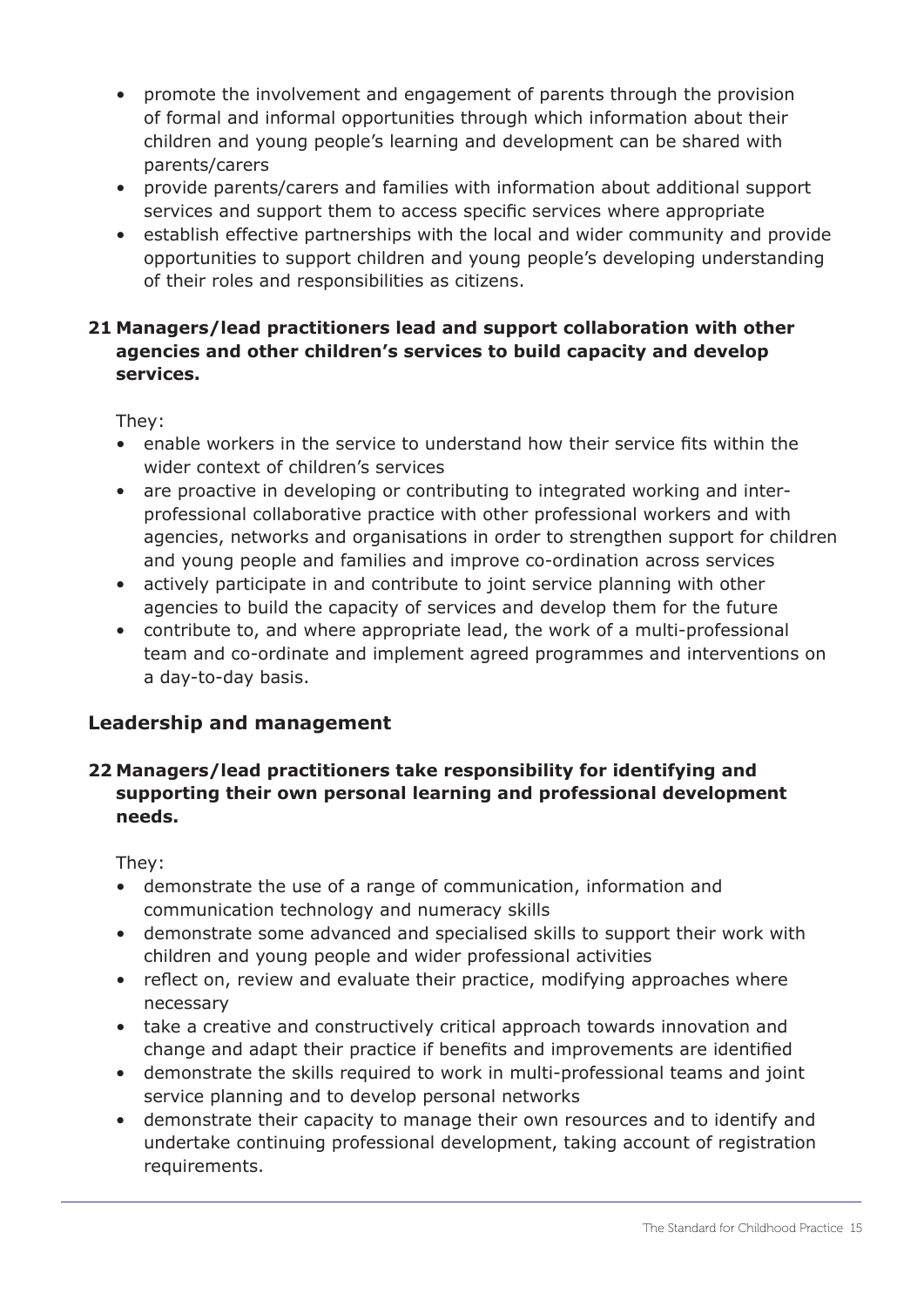- promote the involvement and engagement of parents through the provision of formal and informal opportunities through which information about their children and young people's learning and development can be shared with parents/carers
- provide parents/carers and families with information about additional support services and support them to access specific services where appropriate
- establish effective partnerships with the local and wider community and provide opportunities to support children and young people's developing understanding of their roles and responsibilities as citizens.

**21 Managers/lead practitioners lead and support collaboration with other agencies and other children's services to build capacity and develop services.**

They:

- enable workers in the service to understand how their service fits within the wider context of children's services
- are proactive in developing or contributing to integrated working and inter-professional collaborative practice with other professional workers and with agencies, networks and organisations in order to strengthen support for children and young people and families and improve co-ordination across services
- actively participate in and contribute to joint service planning with other agencies to build the capacity of services and develop them for the future
- contribute to, and where appropriate lead, the work of a multi-professional team and co-ordinate and implement agreed programmes and interventions on a day-to-day basis.

## Leadership and management

**22 Managers/lead practitioners take responsibility for identifying and supporting their own personal learning and professional development needs.**

They:

- demonstrate the use of a range of communication, information and communication technology and numeracy skills
- demonstrate some advanced and specialised skills to support their work with children and young people and wider professional activities
- reflect on, review and evaluate their practice, modifying approaches where necessary
- take a creative and constructively critical approach towards innovation and change and adapt their practice if benefits and improvements are identified
- demonstrate the skills required to work in multi-professional teams and joint service planning and to develop personal networks
- demonstrate their capacity to manage their own resources and to identify and undertake continuing professional development, taking account of registration requirements.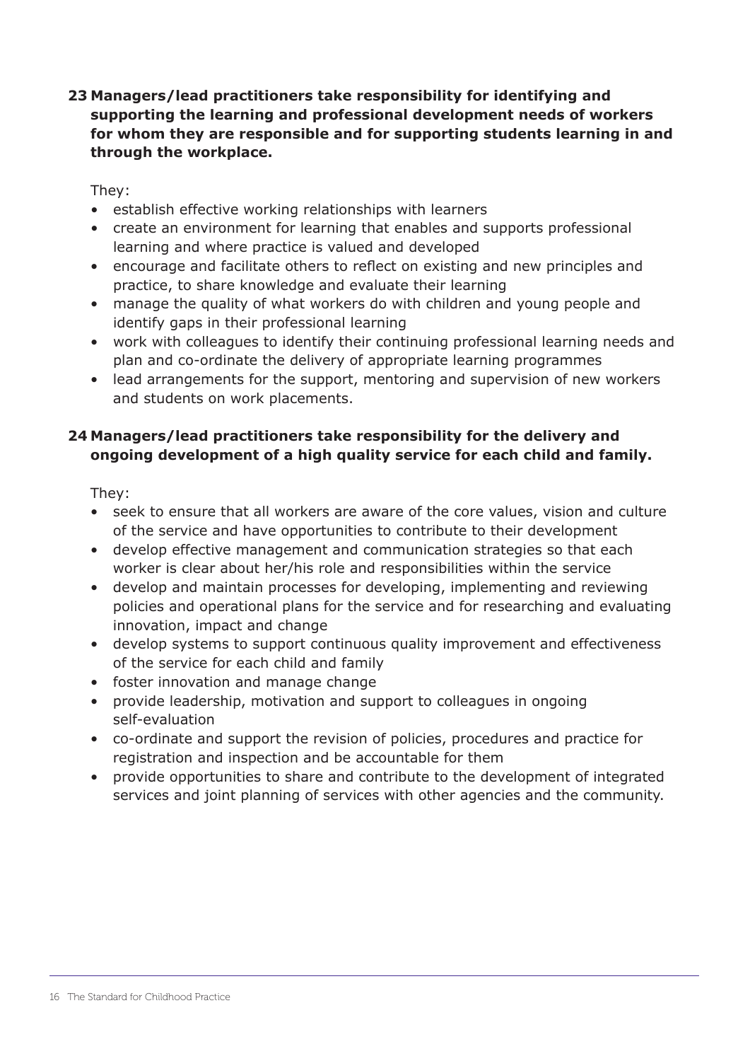**23 Managers/lead practitioners take responsibility for identifying and supporting the learning and professional development needs of workers for whom they are responsible and for supporting students learning in and through the workplace.**

They:

- establish effective working relationships with learners
- create an environment for learning that enables and supports professional learning and where practice is valued and developed
- encourage and facilitate others to reflect on existing and new principles and practice, to share knowledge and evaluate their learning
- manage the quality of what workers do with children and young people and identify gaps in their professional learning
- work with colleagues to identify their continuing professional learning needs and plan and co-ordinate the delivery of appropriate learning programmes
- lead arrangements for the support, mentoring and supervision of new workers and students on work placements.

**24 Managers/lead practitioners take responsibility for the delivery and ongoing development of a high quality service for each child and family.**

They:

- seek to ensure that all workers are aware of the core values, vision and culture of the service and have opportunities to contribute to their development
- develop effective management and communication strategies so that each worker is clear about her/his role and responsibilities within the service
- develop and maintain processes for developing, implementing and reviewing policies and operational plans for the service and for researching and evaluating innovation, impact and change
- develop systems to support continuous quality improvement and effectiveness of the service for each child and family
- foster innovation and manage change
- provide leadership, motivation and support to colleagues in ongoing self-evaluation
- co-ordinate and support the revision of policies, procedures and practice for registration and inspection and be accountable for them
- provide opportunities to share and contribute to the development of integrated services and joint planning of services with other agencies and the community.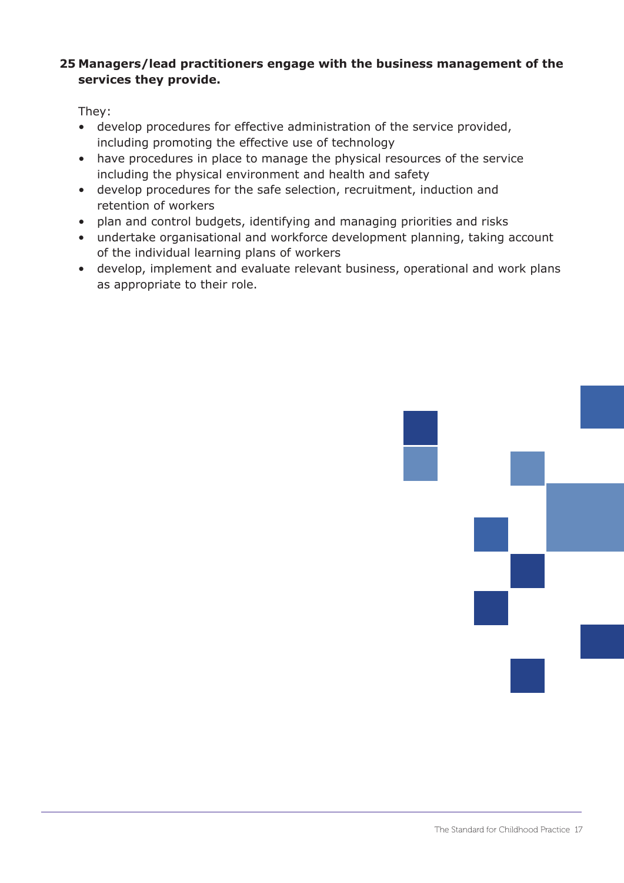**25 Managers/lead practitioners engage with the business management of the services they provide.**

They:

- develop procedures for effective administration of the service provided, including promoting the effective use of technology
- have procedures in place to manage the physical resources of the service including the physical environment and health and safety
- develop procedures for the safe selection, recruitment, induction and retention of workers
- plan and control budgets, identifying and managing priorities and risks
- undertake organisational and workforce development planning, taking account of the individual learning plans of workers
- develop, implement and evaluate relevant business, operational and work plans as appropriate to their role.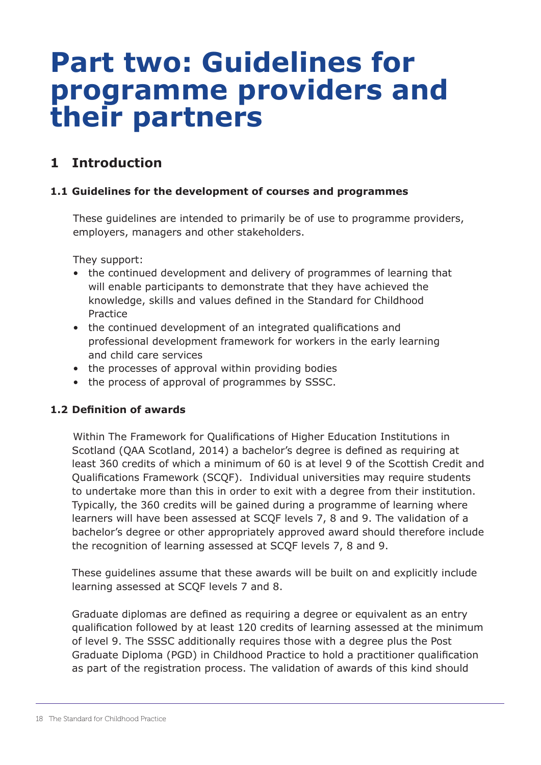# Part two: Guidelines for programme providers and their partners

## 1 Introduction

### 1.1 Guidelines for the development of courses and programmes

These guidelines are intended to primarily be of use to programme providers, employers, managers and other stakeholders.

They support:

- the continued development and delivery of programmes of learning that will enable participants to demonstrate that they have achieved the knowledge, skills and values defined in the Standard for Childhood Practice
- the continued development of an integrated qualifications and professional development framework for workers in the early learning and child care services
- the processes of approval within providing bodies
- the process of approval of programmes by SSSC.

### 1.2 Definition of awards

Within The Framework for Qualifications of Higher Education Institutions in Scotland (QAA Scotland, 2014) a bachelor's degree is defined as requiring at least 360 credits of which a minimum of 60 is at level 9 of the Scottish Credit and Qualifications Framework (SCQF). Individual universities may require students to undertake more than this in order to exit with a degree from their institution. Typically, the 360 credits will be gained during a programme of learning where learners will have been assessed at SCQF levels 7, 8 and 9. The validation of a bachelor's degree or other appropriately approved award should therefore include the recognition of learning assessed at SCQF levels 7, 8 and 9.

These guidelines assume that these awards will be built on and explicitly include learning assessed at SCQF levels 7 and 8.

Graduate diplomas are defined as requiring a degree or equivalent as an entry qualification followed by at least 120 credits of learning assessed at the minimum of level 9. The SSSC additionally requires those with a degree plus the Post Graduate Diploma (PGD) in Childhood Practice to hold a practitioner qualification as part of the registration process. The validation of awards of this kind should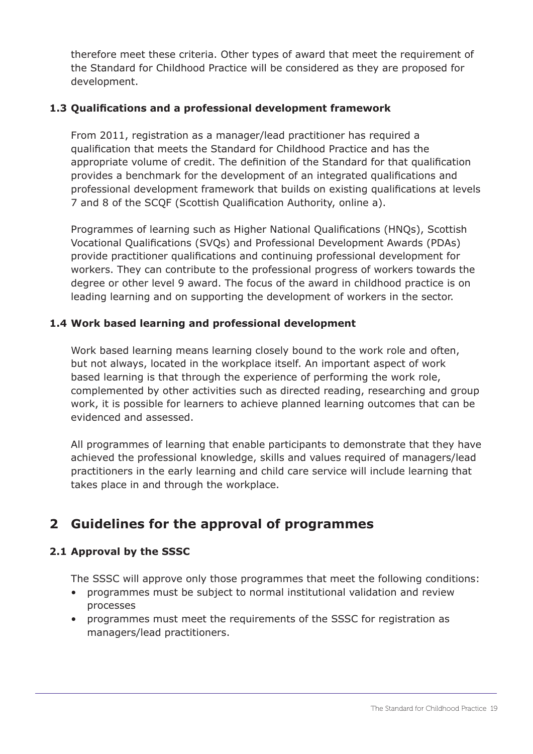therefore meet these criteria. Other types of award that meet the requirement of the Standard for Childhood Practice will be considered as they are proposed for development.

### 1.3 Qualifications and a professional development framework

From 2011, registration as a manager/lead practitioner has required a qualification that meets the Standard for Childhood Practice and has the appropriate volume of credit. The definition of the Standard for that qualification provides a benchmark for the development of an integrated qualifications and professional development framework that builds on existing qualifications at levels 7 and 8 of the SCQF (Scottish Qualification Authority, online a).

Programmes of learning such as Higher National Qualifications (HNQs), Scottish Vocational Qualifications (SVQs) and Professional Development Awards (PDAs) provide practitioner qualifications and continuing professional development for workers. They can contribute to the professional progress of workers towards the degree or other level 9 award. The focus of the award in childhood practice is on leading learning and on supporting the development of workers in the sector.

### 1.4 Work based learning and professional development

Work based learning means learning closely bound to the work role and often, but not always, located in the workplace itself. An important aspect of work based learning is that through the experience of performing the work role, complemented by other activities such as directed reading, researching and group work, it is possible for learners to achieve planned learning outcomes that can be evidenced and assessed.

All programmes of learning that enable participants to demonstrate that they have achieved the professional knowledge, skills and values required of managers/lead practitioners in the early learning and child care service will include learning that takes place in and through the workplace.

## 2 Guidelines for the approval of programmes

### 2.1 Approval by the SSSC

The SSSC will approve only those programmes that meet the following conditions:

- programmes must be subject to normal institutional validation and review processes
- programmes must meet the requirements of the SSSC for registration as managers/lead practitioners.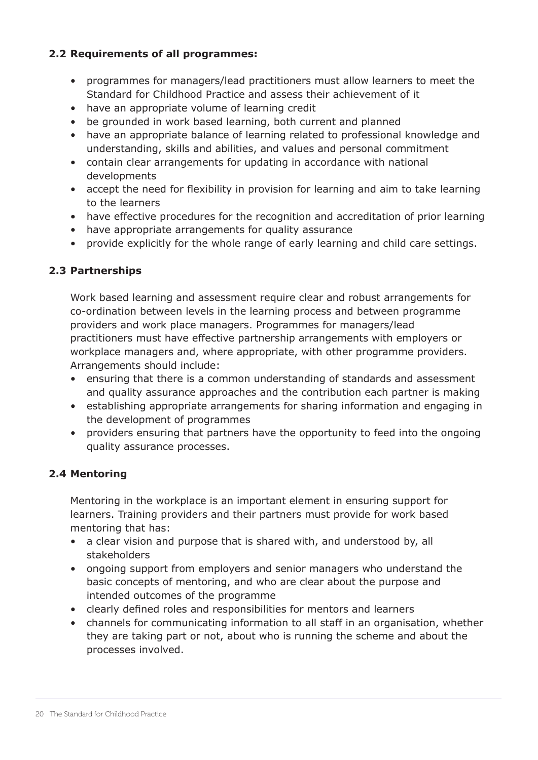### 2.2 Requirements of all programmes:

- programmes for managers/lead practitioners must allow learners to meet the Standard for Childhood Practice and assess their achievement of it
- have an appropriate volume of learning credit
- be grounded in work based learning, both current and planned
- have an appropriate balance of learning related to professional knowledge and understanding, skills and abilities, and values and personal commitment
- contain clear arrangements for updating in accordance with national developments
- accept the need for flexibility in provision for learning and aim to take learning to the learners
- have effective procedures for the recognition and accreditation of prior learning
- have appropriate arrangements for quality assurance
- provide explicitly for the whole range of early learning and child care settings.

### 2.3 Partnerships

Work based learning and assessment require clear and robust arrangements for co-ordination between levels in the learning process and between programme providers and work place managers. Programmes for managers/lead practitioners must have effective partnership arrangements with employers or workplace managers and, where appropriate, with other programme providers. Arrangements should include:

- ensuring that there is a common understanding of standards and assessment and quality assurance approaches and the contribution each partner is making
- establishing appropriate arrangements for sharing information and engaging in the development of programmes
- providers ensuring that partners have the opportunity to feed into the ongoing quality assurance processes.

### 2.4 Mentoring

Mentoring in the workplace is an important element in ensuring support for learners. Training providers and their partners must provide for work based mentoring that has:

- a clear vision and purpose that is shared with, and understood by, all stakeholders
- ongoing support from employers and senior managers who understand the basic concepts of mentoring, and who are clear about the purpose and intended outcomes of the programme
- clearly defined roles and responsibilities for mentors and learners
- channels for communicating information to all staff in an organisation, whether they are taking part or not, about who is running the scheme and about the processes involved.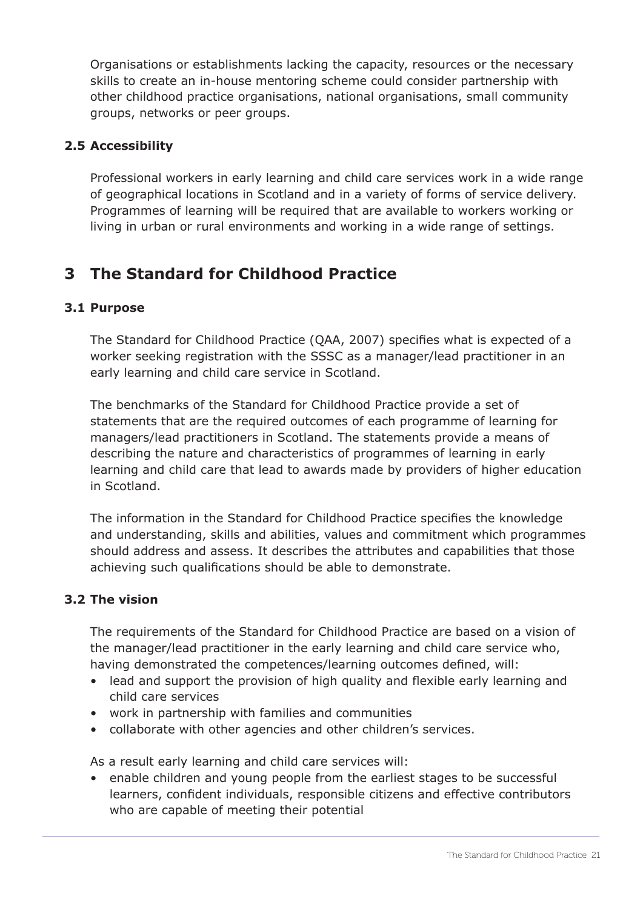Organisations or establishments lacking the capacity, resources or the necessary skills to create an in-house mentoring scheme could consider partnership with other childhood practice organisations, national organisations, small community groups, networks or peer groups.

### 2.5 Accessibility

Professional workers in early learning and child care services work in a wide range of geographical locations in Scotland and in a variety of forms of service delivery. Programmes of learning will be required that are available to workers working or living in urban or rural environments and working in a wide range of settings.

## 3 The Standard for Childhood Practice

### 3.1 Purpose

The Standard for Childhood Practice (QAA, 2007) specifies what is expected of a worker seeking registration with the SSSC as a manager/lead practitioner in an early learning and child care service in Scotland.

The benchmarks of the Standard for Childhood Practice provide a set of statements that are the required outcomes of each programme of learning for managers/lead practitioners in Scotland. The statements provide a means of describing the nature and characteristics of programmes of learning in early learning and child care that lead to awards made by providers of higher education in Scotland.

The information in the Standard for Childhood Practice specifies the knowledge and understanding, skills and abilities, values and commitment which programmes should address and assess. It describes the attributes and capabilities that those achieving such qualifications should be able to demonstrate.

### 3.2 The vision

The requirements of the Standard for Childhood Practice are based on a vision of the manager/lead practitioner in the early learning and child care service who, having demonstrated the competences/learning outcomes defined, will:

- lead and support the provision of high quality and flexible early learning and child care services
- work in partnership with families and communities
- collaborate with other agencies and other children's services.

As a result early learning and child care services will:

- enable children and young people from the earliest stages to be successful learners, confident individuals, responsible citizens and effective contributors who are capable of meeting their potential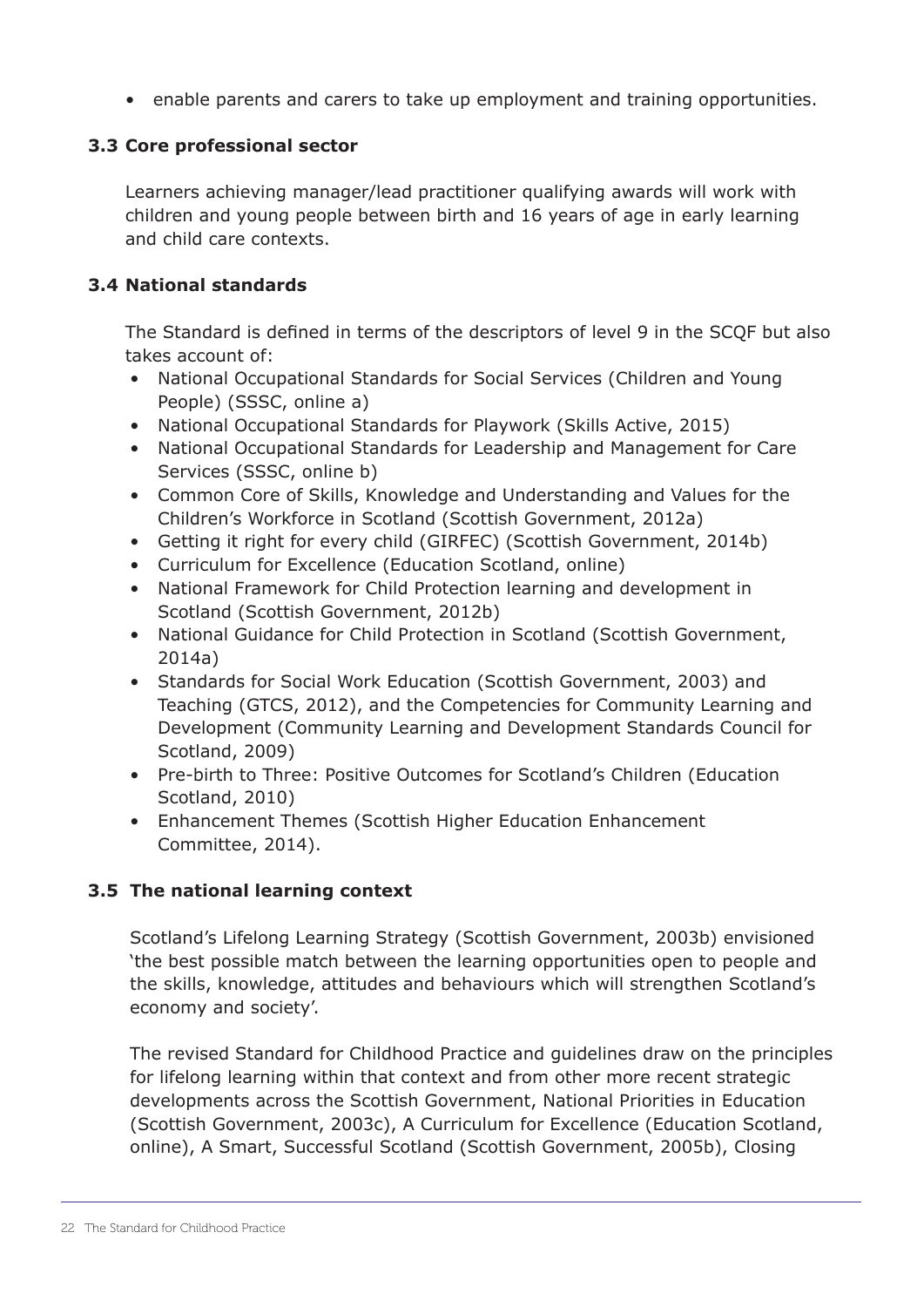- enable parents and carers to take up employment and training opportunities.

### 3.3 Core professional sector

Learners achieving manager/lead practitioner qualifying awards will work with children and young people between birth and 16 years of age in early learning and child care contexts.

### 3.4 National standards

The Standard is defined in terms of the descriptors of level 9 in the SCQF but also takes account of:

- National Occupational Standards for Social Services (Children and Young People) (SSSC, online a)
- National Occupational Standards for Playwork (Skills Active, 2015)
- National Occupational Standards for Leadership and Management for Care Services (SSSC, online b)
- Common Core of Skills, Knowledge and Understanding and Values for the Children's Workforce in Scotland (Scottish Government, 2012a)
- Getting it right for every child (GIRFEC) (Scottish Government, 2014b)
- Curriculum for Excellence (Education Scotland, online)
- National Framework for Child Protection learning and development in Scotland (Scottish Government, 2012b)
- National Guidance for Child Protection in Scotland (Scottish Government, 2014a)
- Standards for Social Work Education (Scottish Government, 2003) and Teaching (GTCS, 2012), and the Competencies for Community Learning and Development (Community Learning and Development Standards Council for Scotland, 2009)
- Pre-birth to Three: Positive Outcomes for Scotland's Children (Education Scotland, 2010)
- Enhancement Themes (Scottish Higher Education Enhancement Committee, 2014).

### 3.5 The national learning context

Scotland's Lifelong Learning Strategy (Scottish Government, 2003b) envisioned 'the best possible match between the learning opportunities open to people and the skills, knowledge, attitudes and behaviours which will strengthen Scotland's economy and society'.

The revised Standard for Childhood Practice and guidelines draw on the principles for lifelong learning within that context and from other more recent strategic developments across the Scottish Government, National Priorities in Education (Scottish Government, 2003c), A Curriculum for Excellence (Education Scotland, online), A Smart, Successful Scotland (Scottish Government, 2005b), Closing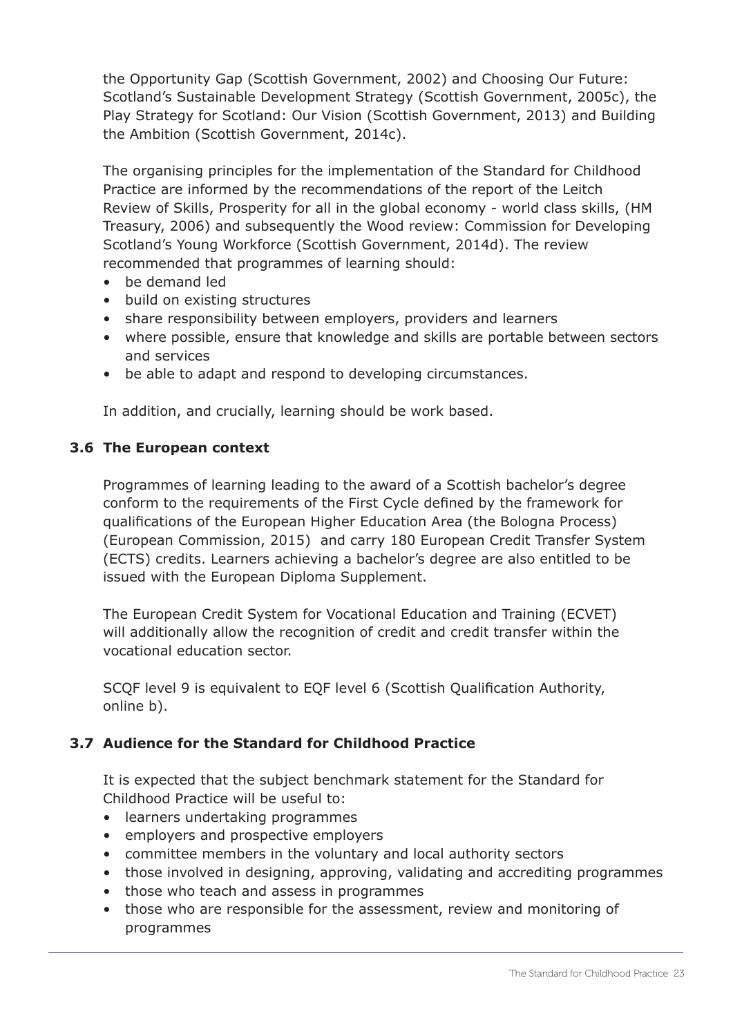the Opportunity Gap (Scottish Government, 2002) and Choosing Our Future: Scotland's Sustainable Development Strategy (Scottish Government, 2005c), the Play Strategy for Scotland: Our Vision (Scottish Government, 2013) and Building the Ambition (Scottish Government, 2014c).

The organising principles for the implementation of the Standard for Childhood Practice are informed by the recommendations of the report of the Leitch Review of Skills, Prosperity for all in the global economy - world class skills, (HM Treasury, 2006) and subsequently the Wood review: Commission for Developing Scotland's Young Workforce (Scottish Government, 2014d). The review recommended that programmes of learning should:

- be demand led
- build on existing structures
- share responsibility between employers, providers and learners
- where possible, ensure that knowledge and skills are portable between sectors and services
- be able to adapt and respond to developing circumstances.

In addition, and crucially, learning should be work based.

### 3.6 The European context

Programmes of learning leading to the award of a Scottish bachelor's degree conform to the requirements of the First Cycle defined by the framework for qualifications of the European Higher Education Area (the Bologna Process) (European Commission, 2015) and carry 180 European Credit Transfer System (ECTS) credits. Learners achieving a bachelor's degree are also entitled to be issued with the European Diploma Supplement.

The European Credit System for Vocational Education and Training (ECVET) will additionally allow the recognition of credit and credit transfer within the vocational education sector.

SCQF level 9 is equivalent to EQF level 6 (Scottish Qualification Authority, online b).

### 3.7 Audience for the Standard for Childhood Practice

It is expected that the subject benchmark statement for the Standard for Childhood Practice will be useful to:

- learners undertaking programmes
- employers and prospective employers
- committee members in the voluntary and local authority sectors
- those involved in designing, approving, validating and accrediting programmes
- those who teach and assess in programmes
- those who are responsible for the assessment, review and monitoring of programmes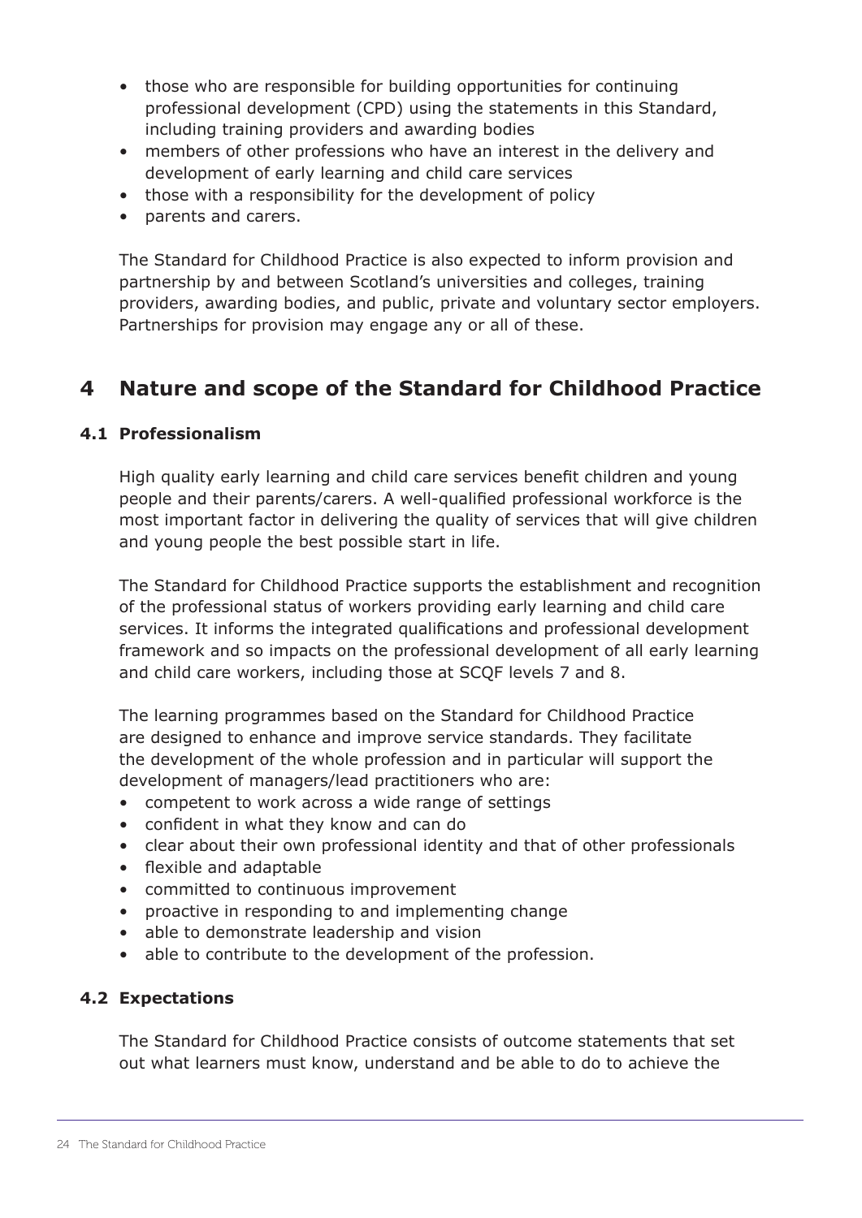- those who are responsible for building opportunities for continuing professional development (CPD) using the statements in this Standard, including training providers and awarding bodies
- members of other professions who have an interest in the delivery and development of early learning and child care services
- those with a responsibility for the development of policy
- parents and carers.

The Standard for Childhood Practice is also expected to inform provision and partnership by and between Scotland's universities and colleges, training providers, awarding bodies, and public, private and voluntary sector employers. Partnerships for provision may engage any or all of these.

## 4 Nature and scope of the Standard for Childhood Practice

### 4.1 Professionalism

High quality early learning and child care services benefit children and young people and their parents/carers. A well-qualified professional workforce is the most important factor in delivering the quality of services that will give children and young people the best possible start in life.

The Standard for Childhood Practice supports the establishment and recognition of the professional status of workers providing early learning and child care services. It informs the integrated qualifications and professional development framework and so impacts on the professional development of all early learning and child care workers, including those at SCQF levels 7 and 8.

The learning programmes based on the Standard for Childhood Practice are designed to enhance and improve service standards. They facilitate the development of the whole profession and in particular will support the development of managers/lead practitioners who are:

- competent to work across a wide range of settings
- confident in what they know and can do
- clear about their own professional identity and that of other professionals
- flexible and adaptable
- committed to continuous improvement
- proactive in responding to and implementing change
- able to demonstrate leadership and vision
- able to contribute to the development of the profession.

### 4.2 Expectations

The Standard for Childhood Practice consists of outcome statements that set out what learners must know, understand and be able to do to achieve the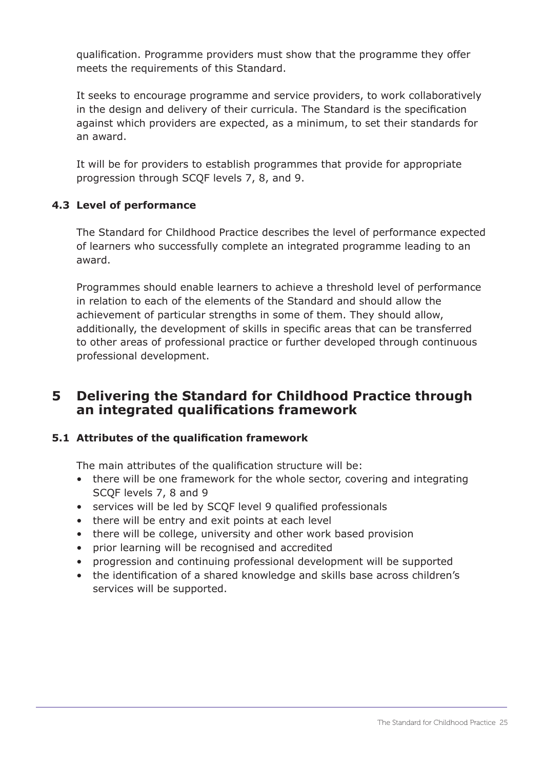qualification. Programme providers must show that the programme they offer meets the requirements of this Standard.

It seeks to encourage programme and service providers, to work collaboratively in the design and delivery of their curricula. The Standard is the specification against which providers are expected, as a minimum, to set their standards for an award.

It will be for providers to establish programmes that provide for appropriate progression through SCQF levels 7, 8, and 9.

### 4.3 Level of performance

The Standard for Childhood Practice describes the level of performance expected of learners who successfully complete an integrated programme leading to an award.

Programmes should enable learners to achieve a threshold level of performance in relation to each of the elements of the Standard and should allow the achievement of particular strengths in some of them. They should allow, additionally, the development of skills in specific areas that can be transferred to other areas of professional practice or further developed through continuous professional development.

## 5 Delivering the Standard for Childhood Practice through an integrated qualifications framework

### 5.1 Attributes of the qualification framework

The main attributes of the qualification structure will be:

- there will be one framework for the whole sector, covering and integrating SCQF levels 7, 8 and 9
- services will be led by SCQF level 9 qualified professionals
- there will be entry and exit points at each level
- there will be college, university and other work based provision
- prior learning will be recognised and accredited
- progression and continuing professional development will be supported
- the identification of a shared knowledge and skills base across children's services will be supported.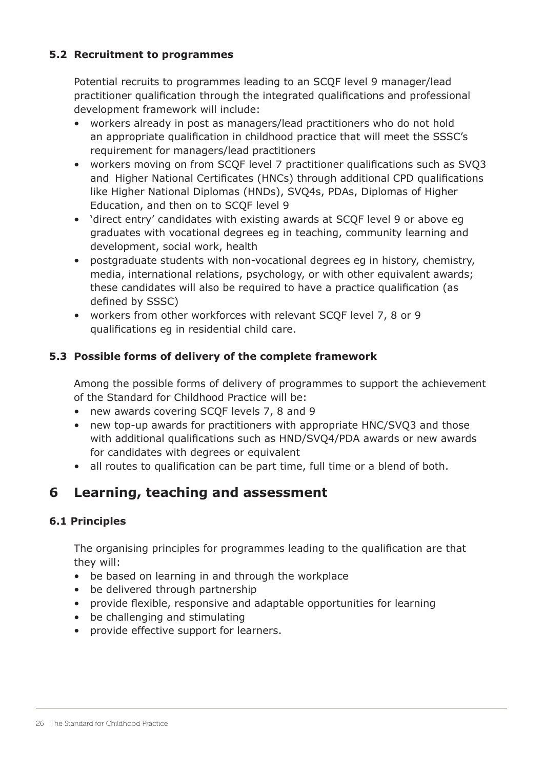### 5.2 Recruitment to programmes

Potential recruits to programmes leading to an SCQF level 9 manager/lead practitioner qualification through the integrated qualifications and professional development framework will include:

- workers already in post as managers/lead practitioners who do not hold an appropriate qualification in childhood practice that will meet the SSSC's requirement for managers/lead practitioners
- workers moving on from SCQF level 7 practitioner qualifications such as SVQ3 and Higher National Certificates (HNCs) through additional CPD qualifications like Higher National Diplomas (HNDs), SVQ4s, PDAs, Diplomas of Higher Education, and then on to SCQF level 9
- 'direct entry' candidates with existing awards at SCQF level 9 or above eg graduates with vocational degrees eg in teaching, community learning and development, social work, health
- postgraduate students with non-vocational degrees eg in history, chemistry, media, international relations, psychology, or with other equivalent awards; these candidates will also be required to have a practice qualification (as defined by SSSC)
- workers from other workforces with relevant SCQF level 7, 8 or 9 qualifications eg in residential child care.

### 5.3 Possible forms of delivery of the complete framework

Among the possible forms of delivery of programmes to support the achievement of the Standard for Childhood Practice will be:

- new awards covering SCQF levels 7, 8 and 9
- new top-up awards for practitioners with appropriate HNC/SVQ3 and those with additional qualifications such as HND/SVQ4/PDA awards or new awards for candidates with degrees or equivalent
- all routes to qualification can be part time, full time or a blend of both.

## 6 Learning, teaching and assessment

### 6.1 Principles

The organising principles for programmes leading to the qualification are that they will:

- be based on learning in and through the workplace
- be delivered through partnership
- provide flexible, responsive and adaptable opportunities for learning
- be challenging and stimulating
- provide effective support for learners.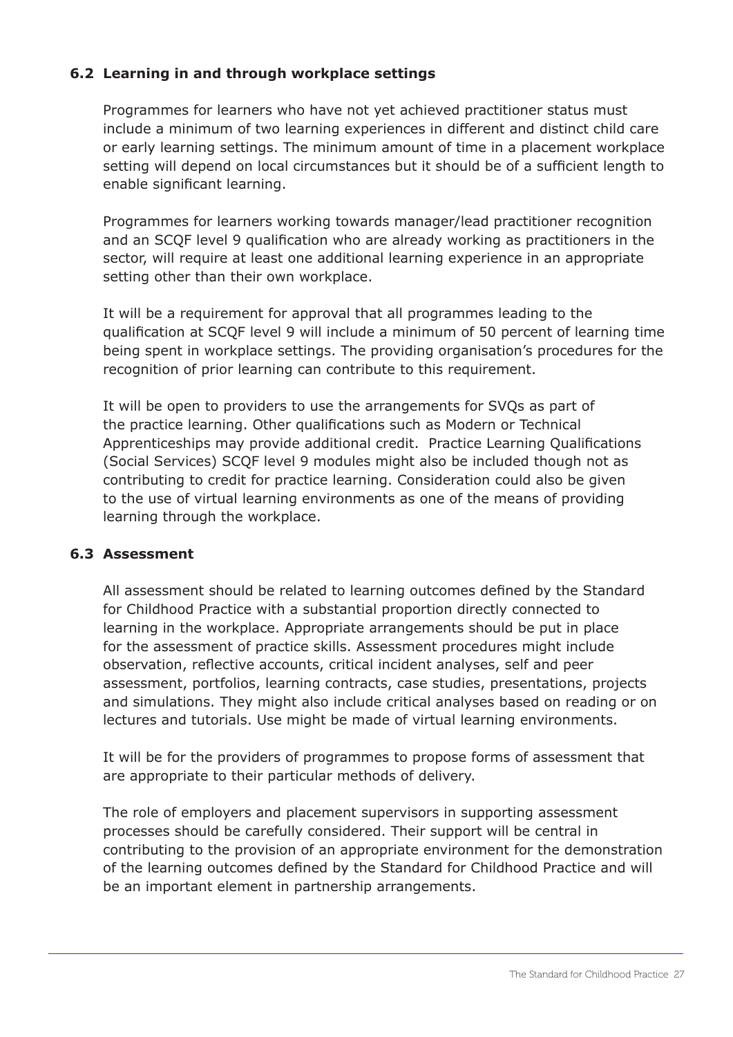### 6.2 Learning in and through workplace settings

Programmes for learners who have not yet achieved practitioner status must include a minimum of two learning experiences in different and distinct child care or early learning settings. The minimum amount of time in a placement workplace setting will depend on local circumstances but it should be of a sufficient length to enable significant learning.

Programmes for learners working towards manager/lead practitioner recognition and an SCQF level 9 qualification who are already working as practitioners in the sector, will require at least one additional learning experience in an appropriate setting other than their own workplace.

It will be a requirement for approval that all programmes leading to the qualification at SCQF level 9 will include a minimum of 50 percent of learning time being spent in workplace settings. The providing organisation's procedures for the recognition of prior learning can contribute to this requirement.

It will be open to providers to use the arrangements for SVQs as part of the practice learning. Other qualifications such as Modern or Technical Apprenticeships may provide additional credit. Practice Learning Qualifications (Social Services) SCQF level 9 modules might also be included though not as contributing to credit for practice learning. Consideration could also be given to the use of virtual learning environments as one of the means of providing learning through the workplace.

### 6.3 Assessment

All assessment should be related to learning outcomes defined by the Standard for Childhood Practice with a substantial proportion directly connected to learning in the workplace. Appropriate arrangements should be put in place for the assessment of practice skills. Assessment procedures might include observation, reflective accounts, critical incident analyses, self and peer assessment, portfolios, learning contracts, case studies, presentations, projects and simulations. They might also include critical analyses based on reading or on lectures and tutorials. Use might be made of virtual learning environments.

It will be for the providers of programmes to propose forms of assessment that are appropriate to their particular methods of delivery.

The role of employers and placement supervisors in supporting assessment processes should be carefully considered. Their support will be central in contributing to the provision of an appropriate environment for the demonstration of the learning outcomes defined by the Standard for Childhood Practice and will be an important element in partnership arrangements.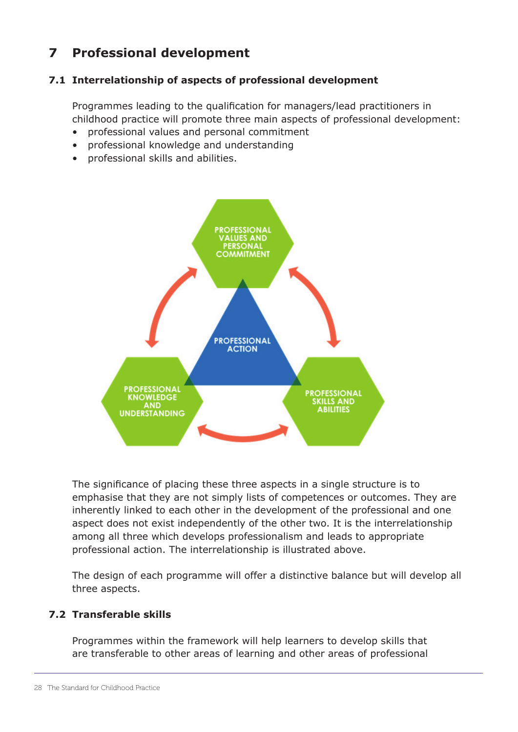# 7 Professional development

## 7.1 Interrelationship of aspects of professional development

Programmes leading to the qualification for managers/lead practitioners in childhood practice will promote three main aspects of professional development:

- professional values and personal commitment
- professional knowledge and understanding
- professional skills and abilities.

The significance of placing these three aspects in a single structure is to emphasise that they are not simply lists of competences or outcomes. They are inherently linked to each other in the development of the professional and one aspect does not exist independently of the other two. It is the interrelationship among all three which develops professionalism and leads to appropriate professional action. The interrelationship is illustrated above.

The design of each programme will offer a distinctive balance but will develop all three aspects.

## 7.2 Transferable skills

Programmes within the framework will help learners to develop skills that are transferable to other areas of learning and other areas of professional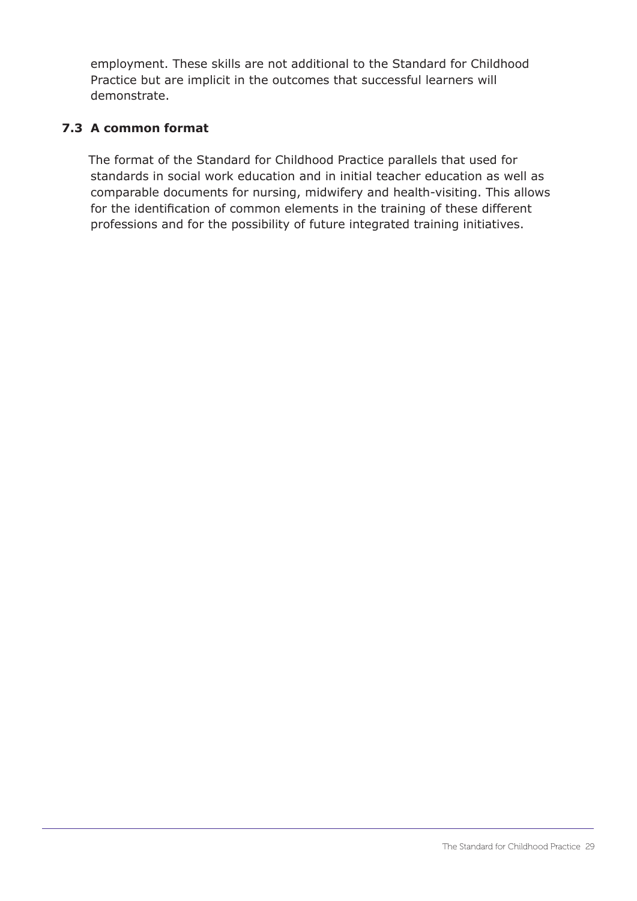employment. These skills are not additional to the Standard for Childhood Practice but are implicit in the outcomes that successful learners will demonstrate.

### 7.3 A common format

The format of the Standard for Childhood Practice parallels that used for standards in social work education and in initial teacher education as well as comparable documents for nursing, midwifery and health-visiting. This allows for the identification of common elements in the training of these different professions and for the possibility of future integrated training initiatives.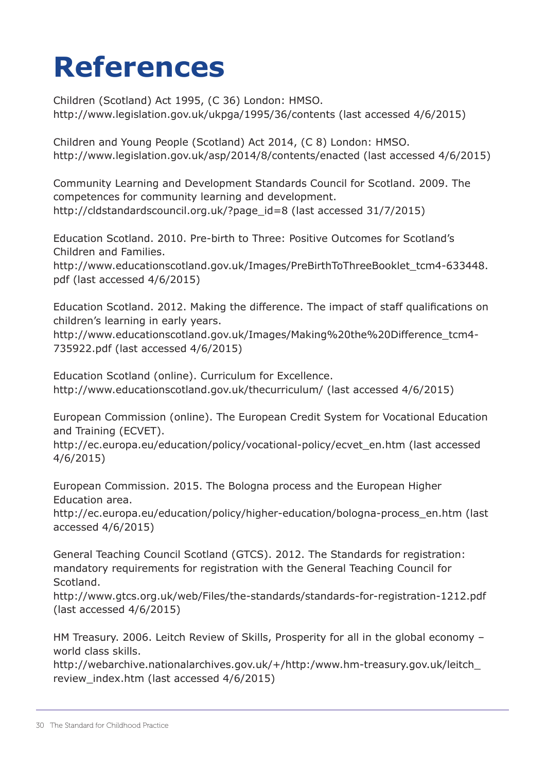# References

Children (Scotland) Act 1995, (C 36) London: HMSO.
http://www.legislation.gov.uk/ukpga/1995/36/contents (last accessed 4/6/2015)

Children and Young People (Scotland) Act 2014, (C 8) London: HMSO.
http://www.legislation.gov.uk/asp/2014/8/contents/enacted (last accessed 4/6/2015)

Community Learning and Development Standards Council for Scotland. 2009. The competences for community learning and development.
http://cldstandardscouncil.org.uk/?page_id=8 (last accessed 31/7/2015)

Education Scotland. 2010. Pre-birth to Three: Positive Outcomes for Scotland's Children and Families.
http://www.educationscotland.gov.uk/Images/PreBirthToThreeBooklet_tcm4-633448.pdf (last accessed 4/6/2015)

Education Scotland. 2012. Making the difference. The impact of staff qualifications on children's learning in early years.
http://www.educationscotland.gov.uk/Images/Making%20the%20Difference_tcm4-735922.pdf (last accessed 4/6/2015)

Education Scotland (online). Curriculum for Excellence.
http://www.educationscotland.gov.uk/thecurriculum/ (last accessed 4/6/2015)

European Commission (online). The European Credit System for Vocational Education and Training (ECVET).
http://ec.europa.eu/education/policy/vocational-policy/ecvet_en.htm (last accessed 4/6/2015)

European Commission. 2015. The Bologna process and the European Higher Education area.
http://ec.europa.eu/education/policy/higher-education/bologna-process_en.htm (last accessed 4/6/2015)

General Teaching Council Scotland (GTCS). 2012. The Standards for registration: mandatory requirements for registration with the General Teaching Council for Scotland.
http://www.gtcs.org.uk/web/Files/the-standards/standards-for-registration-1212.pdf (last accessed 4/6/2015)

HM Treasury. 2006. Leitch Review of Skills, Prosperity for all in the global economy – world class skills.
http://webarchive.nationalarchives.gov.uk/+/http:/www.hm-treasury.gov.uk/leitch_review_index.htm (last accessed 4/6/2015)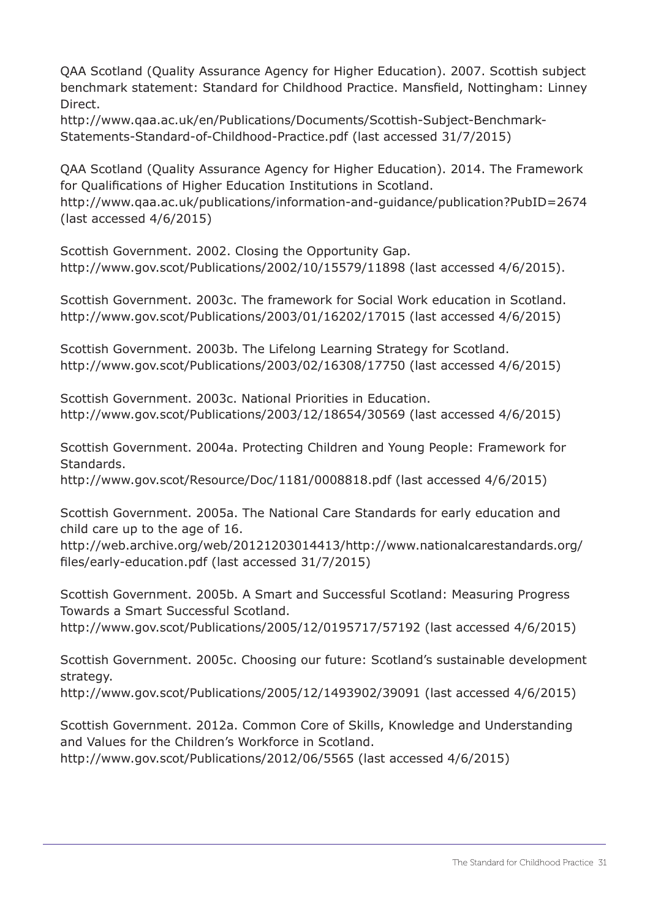QAA Scotland (Quality Assurance Agency for Higher Education). 2007. Scottish subject benchmark statement: Standard for Childhood Practice. Mansfield, Nottingham: Linney Direct.
http://www.qaa.ac.uk/en/Publications/Documents/Scottish-Subject-Benchmark-Statements-Standard-of-Childhood-Practice.pdf (last accessed 31/7/2015)

QAA Scotland (Quality Assurance Agency for Higher Education). 2014. The Framework for Qualifications of Higher Education Institutions in Scotland.
http://www.qaa.ac.uk/publications/information-and-guidance/publication?PubID=2674 (last accessed 4/6/2015)

Scottish Government. 2002. Closing the Opportunity Gap.
http://www.gov.scot/Publications/2002/10/15579/11898 (last accessed 4/6/2015).

Scottish Government. 2003c. The framework for Social Work education in Scotland.
http://www.gov.scot/Publications/2003/01/16202/17015 (last accessed 4/6/2015)

Scottish Government. 2003b. The Lifelong Learning Strategy for Scotland.
http://www.gov.scot/Publications/2003/02/16308/17750 (last accessed 4/6/2015)

Scottish Government. 2003c. National Priorities in Education.
http://www.gov.scot/Publications/2003/12/18654/30569 (last accessed 4/6/2015)

Scottish Government. 2004a. Protecting Children and Young People: Framework for Standards.
http://www.gov.scot/Resource/Doc/1181/0008818.pdf (last accessed 4/6/2015)

Scottish Government. 2005a. The National Care Standards for early education and child care up to the age of 16.
http://web.archive.org/web/20121203014413/http://www.nationalcarestandards.org/files/early-education.pdf (last accessed 31/7/2015)

Scottish Government. 2005b. A Smart and Successful Scotland: Measuring Progress Towards a Smart Successful Scotland.
http://www.gov.scot/Publications/2005/12/0195717/57192 (last accessed 4/6/2015)

Scottish Government. 2005c. Choosing our future: Scotland's sustainable development strategy.
http://www.gov.scot/Publications/2005/12/1493902/39091 (last accessed 4/6/2015)

Scottish Government. 2012a. Common Core of Skills, Knowledge and Understanding and Values for the Children's Workforce in Scotland.
http://www.gov.scot/Publications/2012/06/5565 (last accessed 4/6/2015)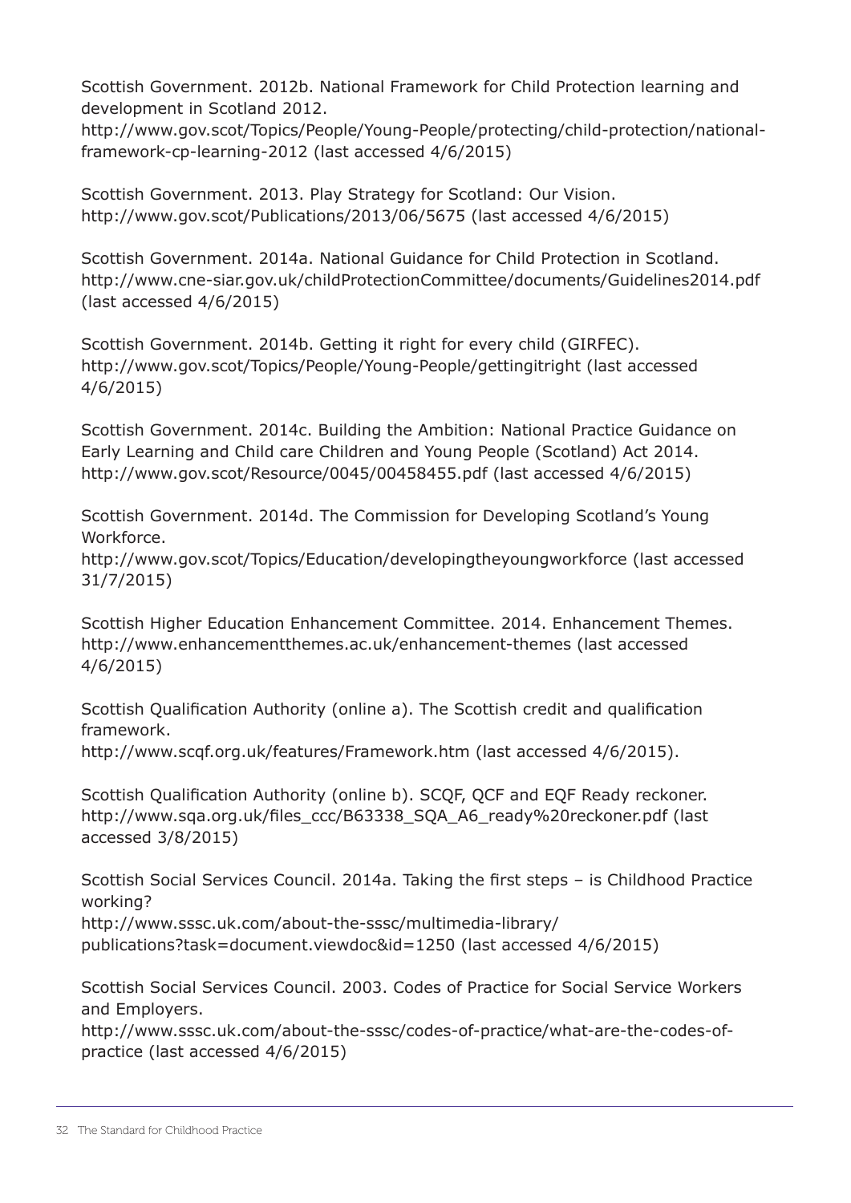Scottish Government. 2012b. National Framework for Child Protection learning and development in Scotland 2012.
http://www.gov.scot/Topics/People/Young-People/protecting/child-protection/national-framework-cp-learning-2012 (last accessed 4/6/2015)

Scottish Government. 2013. Play Strategy for Scotland: Our Vision.
http://www.gov.scot/Publications/2013/06/5675 (last accessed 4/6/2015)

Scottish Government. 2014a. National Guidance for Child Protection in Scotland.
http://www.cne-siar.gov.uk/childProtectionCommittee/documents/Guidelines2014.pdf (last accessed 4/6/2015)

Scottish Government. 2014b. Getting it right for every child (GIRFEC).
http://www.gov.scot/Topics/People/Young-People/gettingitright (last accessed 4/6/2015)

Scottish Government. 2014c. Building the Ambition: National Practice Guidance on Early Learning and Child care Children and Young People (Scotland) Act 2014.
http://www.gov.scot/Resource/0045/00458455.pdf (last accessed 4/6/2015)

Scottish Government. 2014d. The Commission for Developing Scotland's Young Workforce.
http://www.gov.scot/Topics/Education/developingtheyoungworkforce (last accessed 31/7/2015)

Scottish Higher Education Enhancement Committee. 2014. Enhancement Themes.
http://www.enhancementthemes.ac.uk/enhancement-themes (last accessed 4/6/2015)

Scottish Qualification Authority (online a). The Scottish credit and qualification framework.
http://www.scqf.org.uk/features/Framework.htm (last accessed 4/6/2015).

Scottish Qualification Authority (online b). SCQF, QCF and EQF Ready reckoner.
http://www.sqa.org.uk/files_ccc/B63338_SQA_A6_ready%20reckoner.pdf (last accessed 3/8/2015)

Scottish Social Services Council. 2014a. Taking the first steps – is Childhood Practice working?
http://www.sssc.uk.com/about-the-sssc/multimedia-library/publications?task=document.viewdoc&id=1250 (last accessed 4/6/2015)

Scottish Social Services Council. 2003. Codes of Practice for Social Service Workers and Employers.
http://www.sssc.uk.com/about-the-sssc/codes-of-practice/what-are-the-codes-of-practice (last accessed 4/6/2015)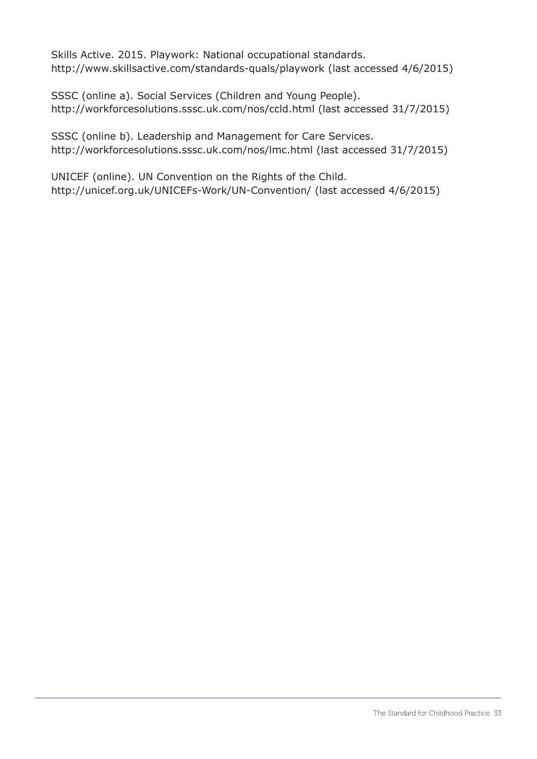Skills Active. 2015. Playwork: National occupational standards. http://www.skillsactive.com/standards-quals/playwork (last accessed 4/6/2015)

SSSC (online a). Social Services (Children and Young People). http://workforcesolutions.sssc.uk.com/nos/ccld.html (last accessed 31/7/2015)

SSSC (online b). Leadership and Management for Care Services. http://workforcesolutions.sssc.uk.com/nos/lmc.html (last accessed 31/7/2015)

UNICEF (online). UN Convention on the Rights of the Child. http://unicef.org.uk/UNICEFs-Work/UN-Convention/ (last accessed 4/6/2015)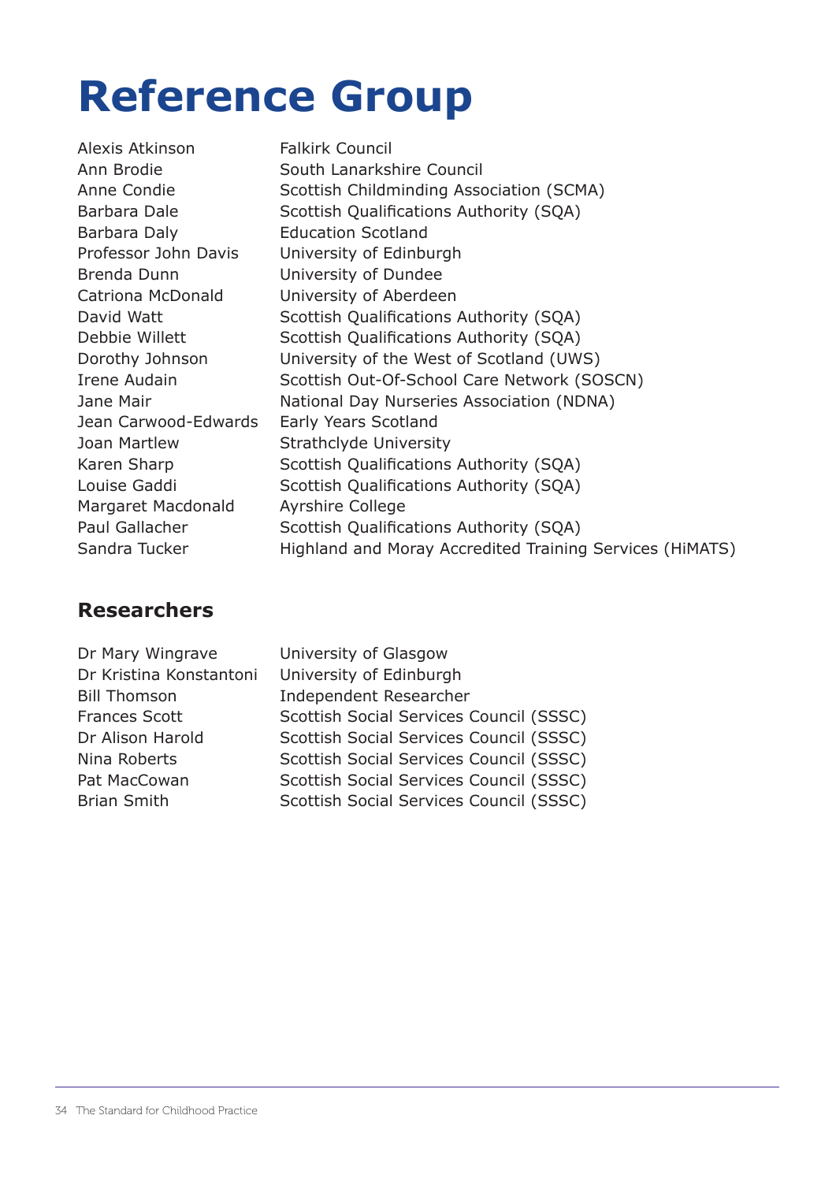# Reference Group

| | |
|---|---|
| Alexis Atkinson | Falkirk Council |
| Ann Brodie | South Lanarkshire Council |
| Anne Condie | Scottish Childminding Association (SCMA) |
| Barbara Dale | Scottish Qualifications Authority (SQA) |
| Barbara Daly | Education Scotland |
| Professor John Davis | University of Edinburgh |
| Brenda Dunn | University of Dundee |
| Catriona McDonald | University of Aberdeen |
| David Watt | Scottish Qualifications Authority (SQA) |
| Debbie Willett | Scottish Qualifications Authority (SQA) |
| Dorothy Johnson | University of the West of Scotland (UWS) |
| Irene Audain | Scottish Out-Of-School Care Network (SOSCN) |
| Jane Mair | National Day Nurseries Association (NDNA) |
| Jean Carwood-Edwards | Early Years Scotland |
| Joan Martlew | Strathclyde University |
| Karen Sharp | Scottish Qualifications Authority (SQA) |
| Louise Gaddi | Scottish Qualifications Authority (SQA) |
| Margaret Macdonald | Ayrshire College |
| Paul Gallacher | Scottish Qualifications Authority (SQA) |
| Sandra Tucker | Highland and Moray Accredited Training Services (HiMATS) |

## Researchers

| | |
|---|---|
| Dr Mary Wingrave | University of Glasgow |
| Dr Kristina Konstantoni | University of Edinburgh |
| Bill Thomson | Independent Researcher |
| Frances Scott | Scottish Social Services Council (SSSC) |
| Dr Alison Harold | Scottish Social Services Council (SSSC) |
| Nina Roberts | Scottish Social Services Council (SSSC) |
| Pat MacCowan | Scottish Social Services Council (SSSC) |
| Brian Smith | Scottish Social Services Council (SSSC) |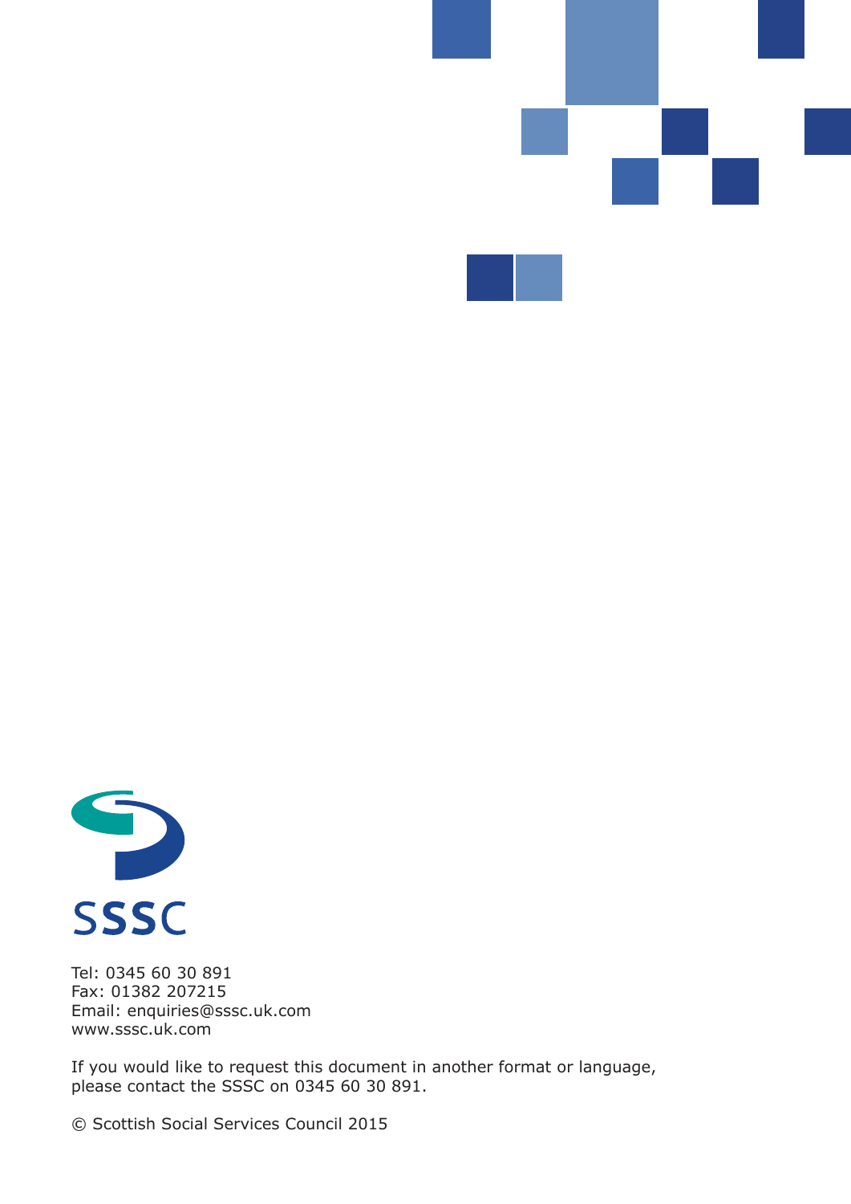SSSC

Tel: 0345 60 30 891
Fax: 01382 207215
Email: enquiries@sssc.uk.com
www.sssc.uk.com

If you would like to request this document in another format or language, please contact the SSSC on 0345 60 30 891.

© Scottish Social Services Council 2015